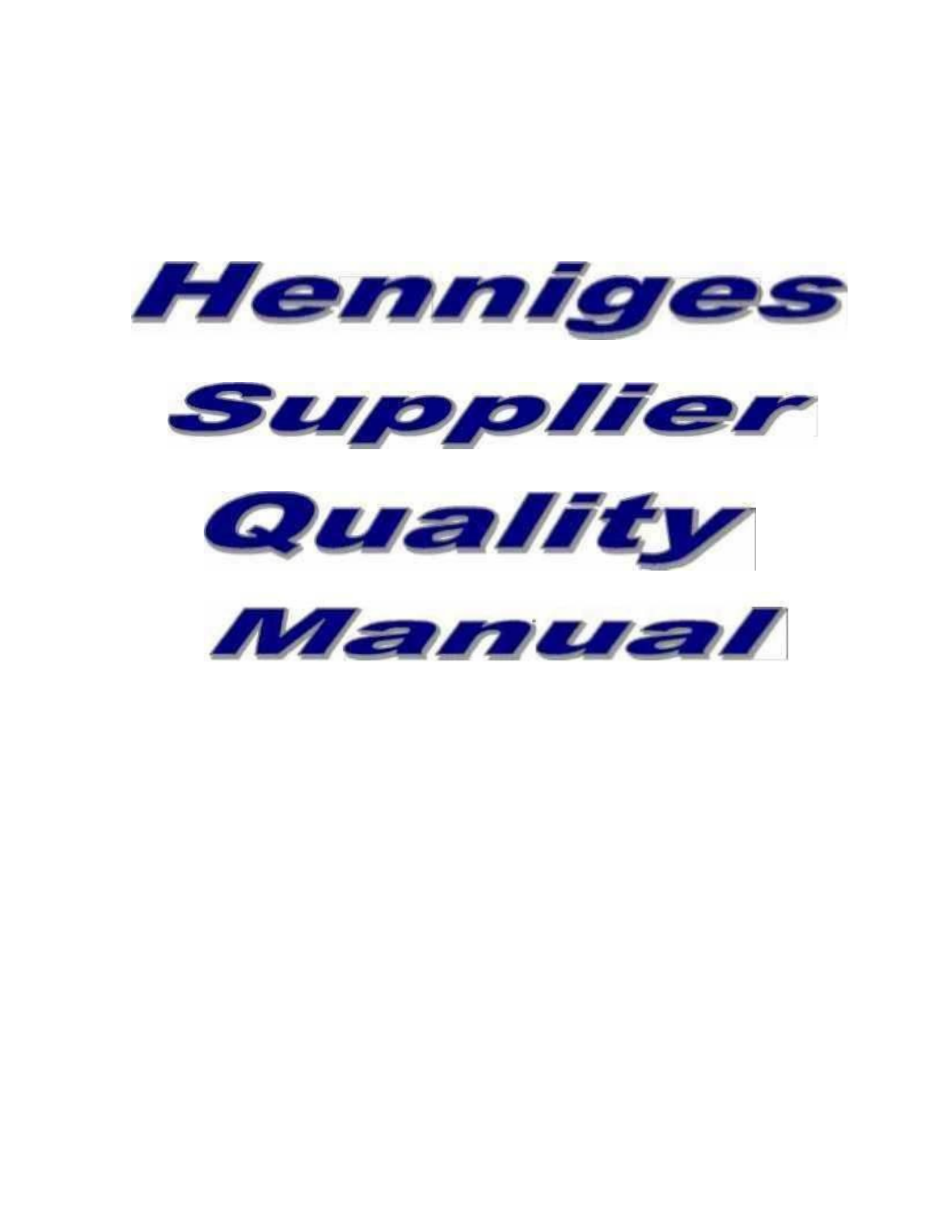# Henniges Supplier Quality Manual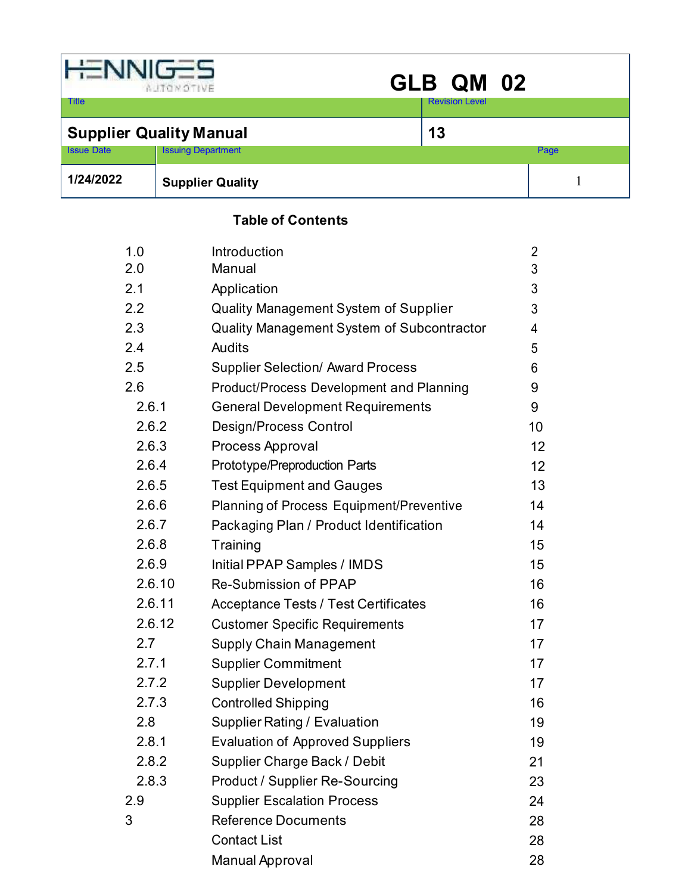| HENNIGES AUTOMOTIVE | GLB QM 02 | |
|---|---|---|
| Title | Revision Level | |
| **Supplier Quality Manual** | **13** | |
| Issue Date | Issuing Department | Page |
| **1/24/2022** | **Supplier Quality** | 1 |

## Table of Contents

| | | |
|---|---|---|
| 1.0 | Introduction | 2 |
| 2.0 | Manual | 3 |
| 2.1 | Application | 3 |
| 2.2 | Quality Management System of Supplier | 3 |
| 2.3 | Quality Management System of Subcontractor | 4 |
| 2.4 | Audits | 5 |
| 2.5 | Supplier Selection/ Award Process | 6 |
| 2.6 | Product/Process Development and Planning | 9 |
| 2.6.1 | General Development Requirements | 9 |
| 2.6.2 | Design/Process Control | 10 |
| 2.6.3 | Process Approval | 12 |
| 2.6.4 | Prototype/Preproduction Parts | 12 |
| 2.6.5 | Test Equipment and Gauges | 13 |
| 2.6.6 | Planning of Process Equipment/Preventive | 14 |
| 2.6.7 | Packaging Plan / Product Identification | 14 |
| 2.6.8 | Training | 15 |
| 2.6.9 | Initial PPAP Samples / IMDS | 15 |
| 2.6.10 | Re-Submission of PPAP | 16 |
| 2.6.11 | Acceptance Tests / Test Certificates | 16 |
| 2.6.12 | Customer Specific Requirements | 17 |
| 2.7 | Supply Chain Management | 17 |
| 2.7.1 | Supplier Commitment | 17 |
| 2.7.2 | Supplier Development | 17 |
| 2.7.3 | Controlled Shipping | 16 |
| 2.8 | Supplier Rating / Evaluation | 19 |
| 2.8.1 | Evaluation of Approved Suppliers | 19 |
| 2.8.2 | Supplier Charge Back / Debit | 21 |
| 2.8.3 | Product / Supplier Re-Sourcing | 23 |
| 2.9 | Supplier Escalation Process | 24 |
| 3 | Reference Documents | 28 |
| | Contact List | 28 |
| | Manual Approval | 28 |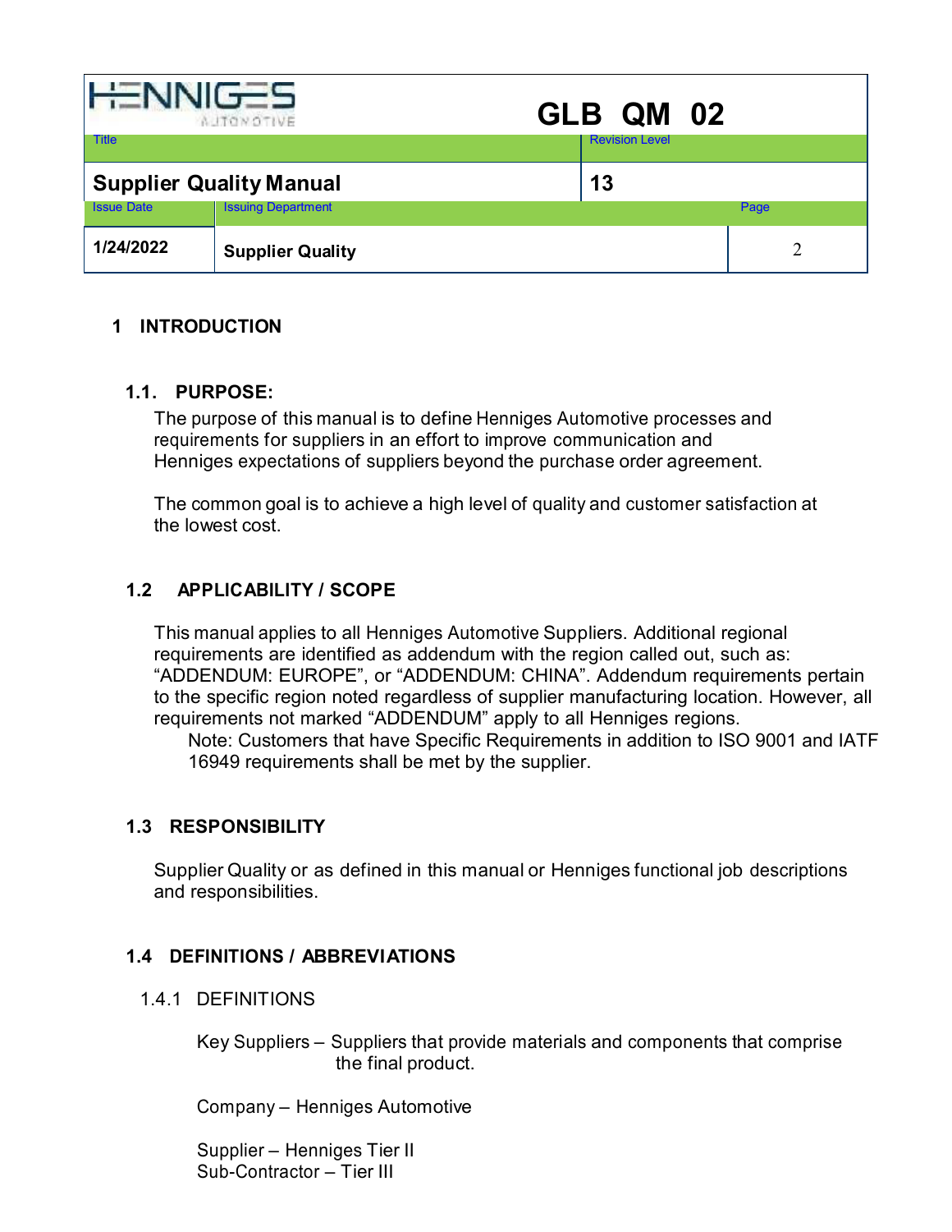## 1 INTRODUCTION

### 1.1. PURPOSE:

The purpose of this manual is to define Henniges Automotive processes and requirements for suppliers in an effort to improve communication and Henniges expectations of suppliers beyond the purchase order agreement.

The common goal is to achieve a high level of quality and customer satisfaction at the lowest cost.

### 1.2 APPLICABILITY / SCOPE

This manual applies to all Henniges Automotive Suppliers. Additional regional requirements are identified as addendum with the region called out, such as: "ADDENDUM: EUROPE", or "ADDENDUM: CHINA". Addendum requirements pertain to the specific region noted regardless of supplier manufacturing location. However, all requirements not marked "ADDENDUM" apply to all Henniges regions.

Note: Customers that have Specific Requirements in addition to ISO 9001 and IATF 16949 requirements shall be met by the supplier.

### 1.3 RESPONSIBILITY

Supplier Quality or as defined in this manual or Henniges functional job descriptions and responsibilities.

### 1.4 DEFINITIONS / ABBREVIATIONS

#### 1.4.1 DEFINITIONS

Key Suppliers – Suppliers that provide materials and components that comprise the final product.

Company – Henniges Automotive

Supplier – Henniges Tier II
Sub-Contractor – Tier III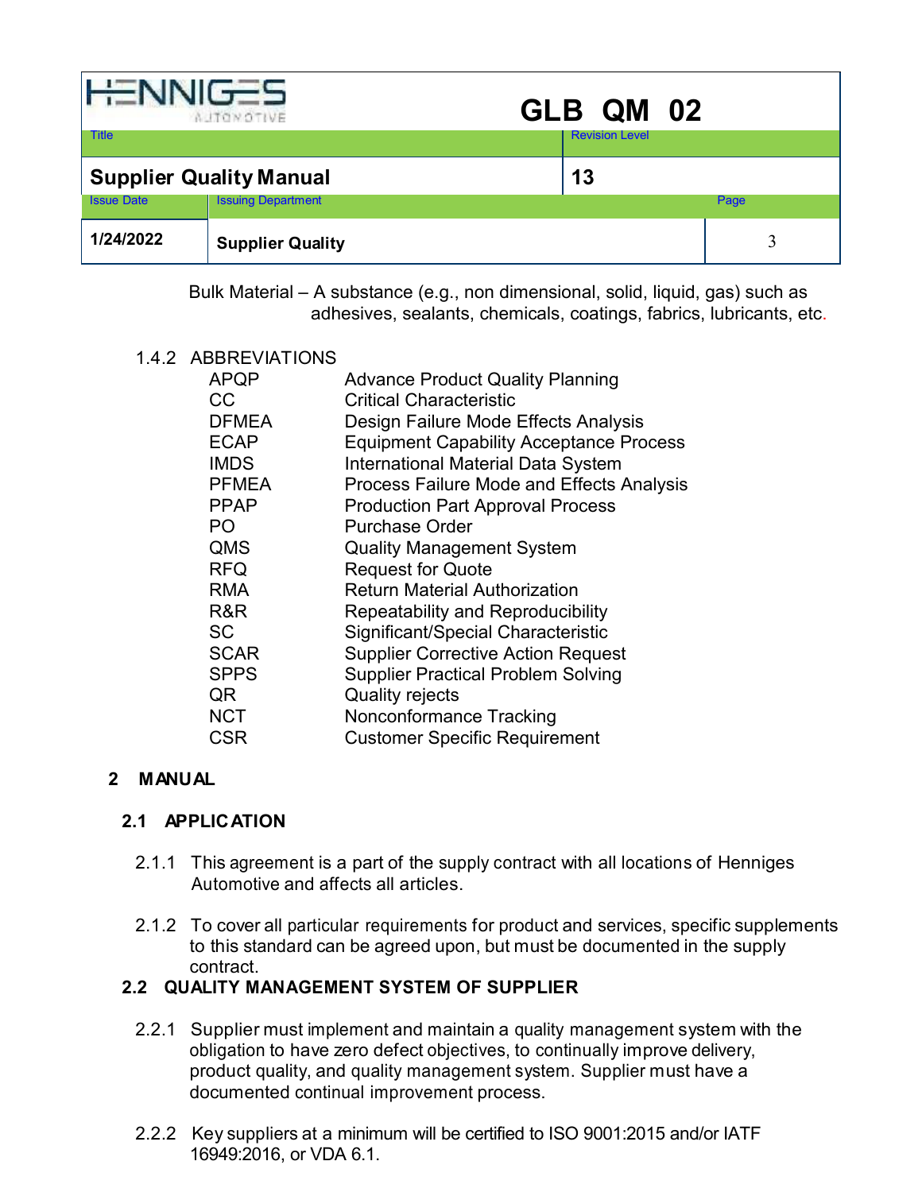Bulk Material – A substance (e.g., non dimensional, solid, liquid, gas) such as adhesives, sealants, chemicals, coatings, fabrics, lubricants, etc.

### 1.4.2 ABBREVIATIONS

| | |
|---|---|
| APQP | Advance Product Quality Planning |
| CC | Critical Characteristic |
| DFMEA | Design Failure Mode Effects Analysis |
| ECAP | Equipment Capability Acceptance Process |
| IMDS | International Material Data System |
| PFMEA | Process Failure Mode and Effects Analysis |
| PPAP | Production Part Approval Process |
| PO | Purchase Order |
| QMS | Quality Management System |
| RFQ | Request for Quote |
| RMA | Return Material Authorization |
| R&R | Repeatability and Reproducibility |
| SC | Significant/Special Characteristic |
| SCAR | Supplier Corrective Action Request |
| SPPS | Supplier Practical Problem Solving |
| QR | Quality rejects |
| NCT | Nonconformance Tracking |
| CSR | Customer Specific Requirement |

# 2 MANUAL

## 2.1 APPLICATION

2.1.1 This agreement is a part of the supply contract with all locations of Henniges Automotive and affects all articles.

2.1.2 To cover all particular requirements for product and services, specific supplements to this standard can be agreed upon, but must be documented in the supply contract.

## 2.2 QUALITY MANAGEMENT SYSTEM OF SUPPLIER

2.2.1 Supplier must implement and maintain a quality management system with the obligation to have zero defect objectives, to continually improve delivery, product quality, and quality management system. Supplier must have a documented continual improvement process.

2.2.2 Key suppliers at a minimum will be certified to ISO 9001:2015 and/or IATF 16949:2016, or VDA 6.1.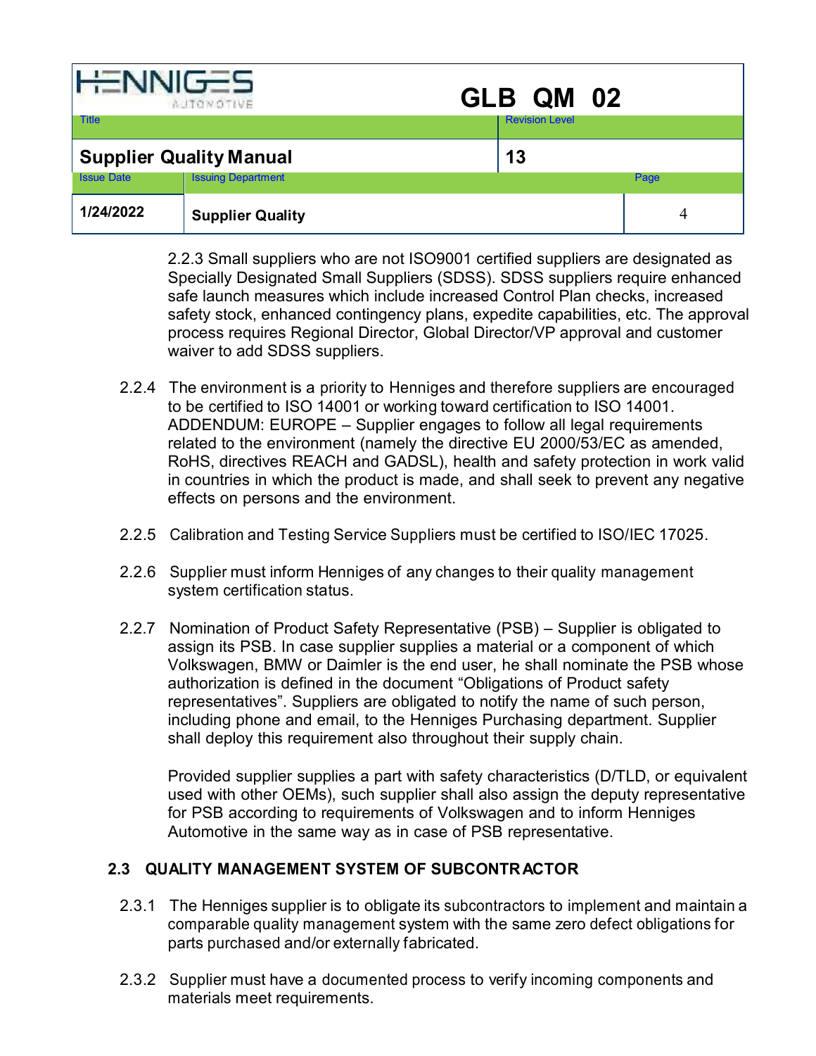2.2.3 Small suppliers who are not ISO9001 certified suppliers are designated as Specially Designated Small Suppliers (SDSS). SDSS suppliers require enhanced safe launch measures which include increased Control Plan checks, increased safety stock, enhanced contingency plans, expedite capabilities, etc. The approval process requires Regional Director, Global Director/VP approval and customer waiver to add SDSS suppliers.

2.2.4 The environment is a priority to Henniges and therefore suppliers are encouraged to be certified to ISO 14001 or working toward certification to ISO 14001. ADDENDUM: EUROPE – Supplier engages to follow all legal requirements related to the environment (namely the directive EU 2000/53/EC as amended, RoHS, directives REACH and GADSL), health and safety protection in work valid in countries in which the product is made, and shall seek to prevent any negative effects on persons and the environment.

2.2.5 Calibration and Testing Service Suppliers must be certified to ISO/IEC 17025.

2.2.6 Supplier must inform Henniges of any changes to their quality management system certification status.

2.2.7 Nomination of Product Safety Representative (PSB) – Supplier is obligated to assign its PSB. In case supplier supplies a material or a component of which Volkswagen, BMW or Daimler is the end user, he shall nominate the PSB whose authorization is defined in the document "Obligations of Product safety representatives". Suppliers are obligated to notify the name of such person, including phone and email, to the Henniges Purchasing department. Supplier shall deploy this requirement also throughout their supply chain.

Provided supplier supplies a part with safety characteristics (D/TLD, or equivalent used with other OEMs), such supplier shall also assign the deputy representative for PSB according to requirements of Volkswagen and to inform Henniges Automotive in the same way as in case of PSB representative.

## 2.3 QUALITY MANAGEMENT SYSTEM OF SUBCONTRACTOR

2.3.1 The Henniges supplier is to obligate its subcontractors to implement and maintain a comparable quality management system with the same zero defect obligations for parts purchased and/or externally fabricated.

2.3.2 Supplier must have a documented process to verify incoming components and materials meet requirements.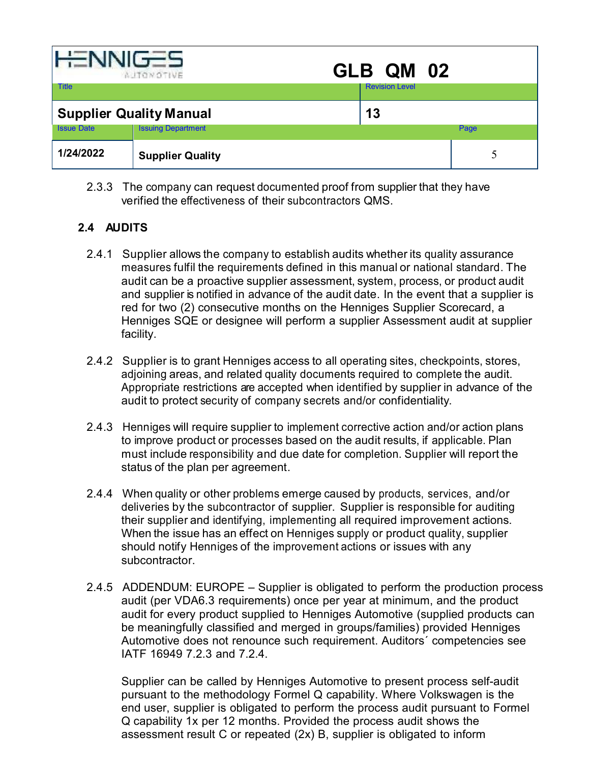2.3.3 The company can request documented proof from supplier that they have verified the effectiveness of their subcontractors QMS.

## 2.4 AUDITS

2.4.1 Supplier allows the company to establish audits whether its quality assurance measures fulfil the requirements defined in this manual or national standard. The audit can be a proactive supplier assessment, system, process, or product audit and supplier is notified in advance of the audit date. In the event that a supplier is red for two (2) consecutive months on the Henniges Supplier Scorecard, a Henniges SQE or designee will perform a supplier Assessment audit at supplier facility.

2.4.2 Supplier is to grant Henniges access to all operating sites, checkpoints, stores, adjoining areas, and related quality documents required to complete the audit. Appropriate restrictions are accepted when identified by supplier in advance of the audit to protect security of company secrets and/or confidentiality.

2.4.3 Henniges will require supplier to implement corrective action and/or action plans to improve product or processes based on the audit results, if applicable. Plan must include responsibility and due date for completion. Supplier will report the status of the plan per agreement.

2.4.4 When quality or other problems emerge caused by products, services, and/or deliveries by the subcontractor of supplier. Supplier is responsible for auditing their supplier and identifying, implementing all required improvement actions. When the issue has an effect on Henniges supply or product quality, supplier should notify Henniges of the improvement actions or issues with any subcontractor.

2.4.5 ADDENDUM: EUROPE – Supplier is obligated to perform the production process audit (per VDA6.3 requirements) once per year at minimum, and the product audit for every product supplied to Henniges Automotive (supplied products can be meaningfully classified and merged in groups/families) provided Henniges Automotive does not renounce such requirement. Auditors´ competencies see IATF 16949 7.2.3 and 7.2.4.

Supplier can be called by Henniges Automotive to present process self-audit pursuant to the methodology Formel Q capability. Where Volkswagen is the end user, supplier is obligated to perform the process audit pursuant to Formel Q capability 1x per 12 months. Provided the process audit shows the assessment result C or repeated (2x) B, supplier is obligated to inform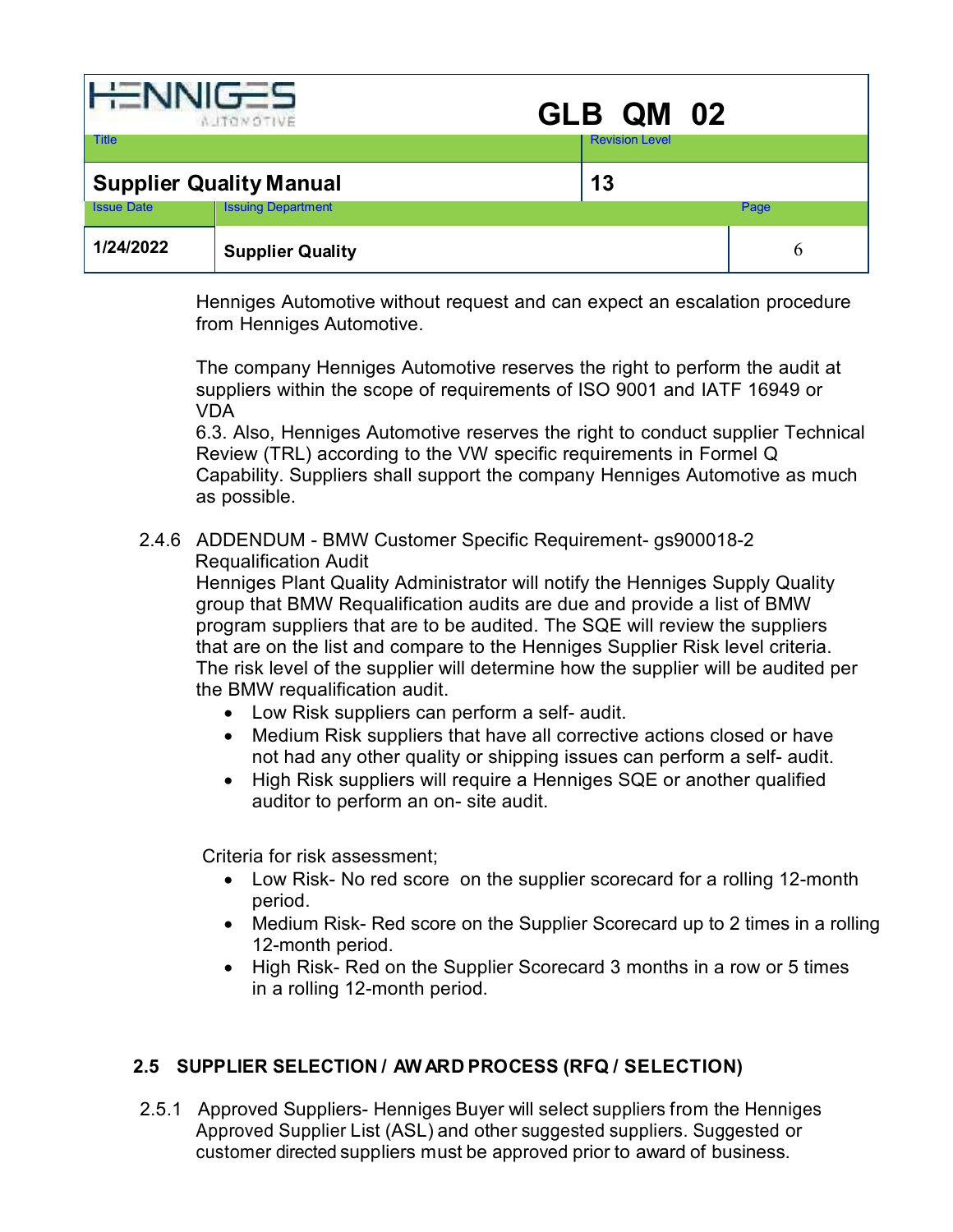Henniges Automotive without request and can expect an escalation procedure from Henniges Automotive.

The company Henniges Automotive reserves the right to perform the audit at suppliers within the scope of requirements of ISO 9001 and IATF 16949 or VDA
6.3. Also, Henniges Automotive reserves the right to conduct supplier Technical Review (TRL) according to the VW specific requirements in Formel Q Capability. Suppliers shall support the company Henniges Automotive as much as possible.

2.4.6 ADDENDUM - BMW Customer Specific Requirement- gs900018-2
Requalification Audit
Henniges Plant Quality Administrator will notify the Henniges Supply Quality group that BMW Requalification audits are due and provide a list of BMW program suppliers that are to be audited. The SQE will review the suppliers that are on the list and compare to the Henniges Supplier Risk level criteria. The risk level of the supplier will determine how the supplier will be audited per the BMW requalification audit.

- Low Risk suppliers can perform a self- audit.
- Medium Risk suppliers that have all corrective actions closed or have not had any other quality or shipping issues can perform a self- audit.
- High Risk suppliers will require a Henniges SQE or another qualified auditor to perform an on- site audit.

Criteria for risk assessment;

- Low Risk- No red score on the supplier scorecard for a rolling 12-month period.
- Medium Risk- Red score on the Supplier Scorecard up to 2 times in a rolling 12-month period.
- High Risk- Red on the Supplier Scorecard 3 months in a row or 5 times in a rolling 12-month period.

## 2.5 SUPPLIER SELECTION / AWARD PROCESS (RFQ / SELECTION)

2.5.1 Approved Suppliers- Henniges Buyer will select suppliers from the Henniges Approved Supplier List (ASL) and other suggested suppliers. Suggested or customer directed suppliers must be approved prior to award of business.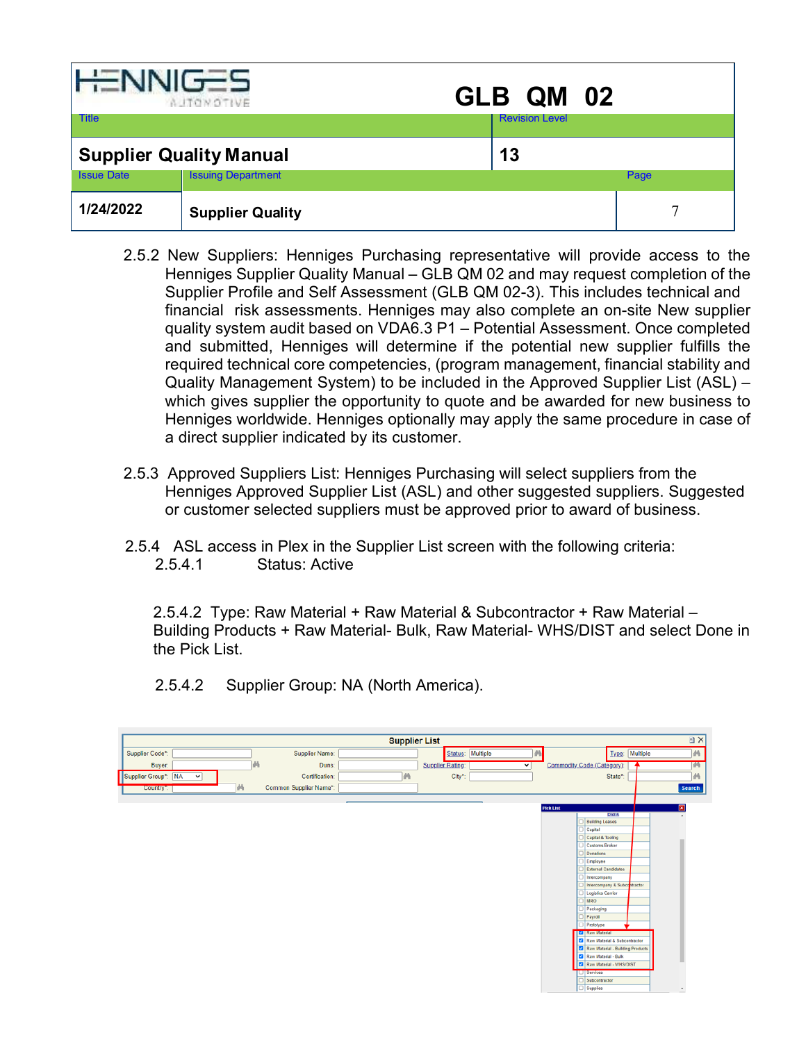2.5.2 New Suppliers: Henniges Purchasing representative will provide access to the Henniges Supplier Quality Manual – GLB QM 02 and may request completion of the Supplier Profile and Self Assessment (GLB QM 02-3). This includes technical and financial risk assessments. Henniges may also complete an on-site New supplier quality system audit based on VDA6.3 P1 – Potential Assessment. Once completed and submitted, Henniges will determine if the potential new supplier fulfills the required technical core competencies, (program management, financial stability and Quality Management System) to be included in the Approved Supplier List (ASL) – which gives supplier the opportunity to quote and be awarded for new business to Henniges worldwide. Henniges optionally may apply the same procedure in case of a direct supplier indicated by its customer.

2.5.3 Approved Suppliers List: Henniges Purchasing will select suppliers from the Henniges Approved Supplier List (ASL) and other suggested suppliers. Suggested or customer selected suppliers must be approved prior to award of business.

2.5.4 ASL access in Plex in the Supplier List screen with the following criteria:

2.5.4.1 Status: Active

2.5.4.2 Type: Raw Material + Raw Material & Subcontractor + Raw Material – Building Products + Raw Material- Bulk, Raw Material- WHS/DIST and select Done in the Pick List.

2.5.4.2 Supplier Group: NA (North America).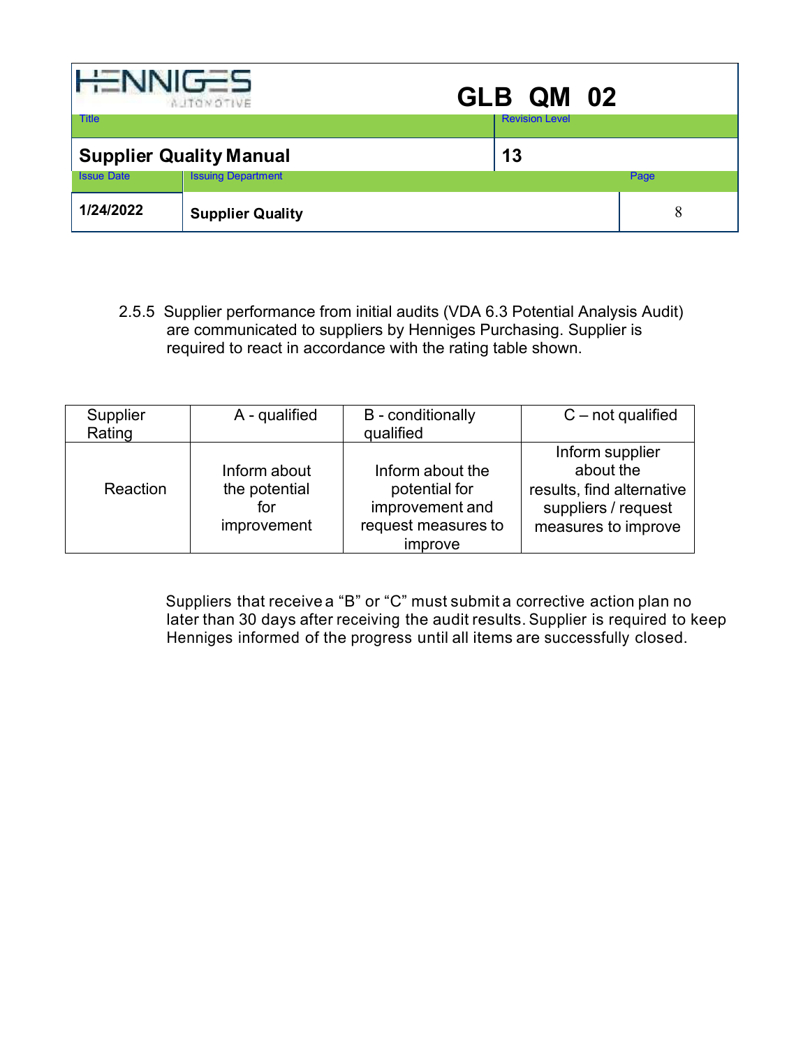2.5.5 Supplier performance from initial audits (VDA 6.3 Potential Analysis Audit) are communicated to suppliers by Henniges Purchasing. Supplier is required to react in accordance with the rating table shown.

| Supplier Rating | A - qualified | B - conditionally qualified | C – not qualified |
|---|---|---|---|
| Reaction | Inform about the potential for improvement | Inform about the potential for improvement and request measures to improve | Inform supplier about the results, find alternative suppliers / request measures to improve |

Suppliers that receive a "B" or "C" must submit a corrective action plan no later than 30 days after receiving the audit results. Supplier is required to keep Henniges informed of the progress until all items are successfully closed.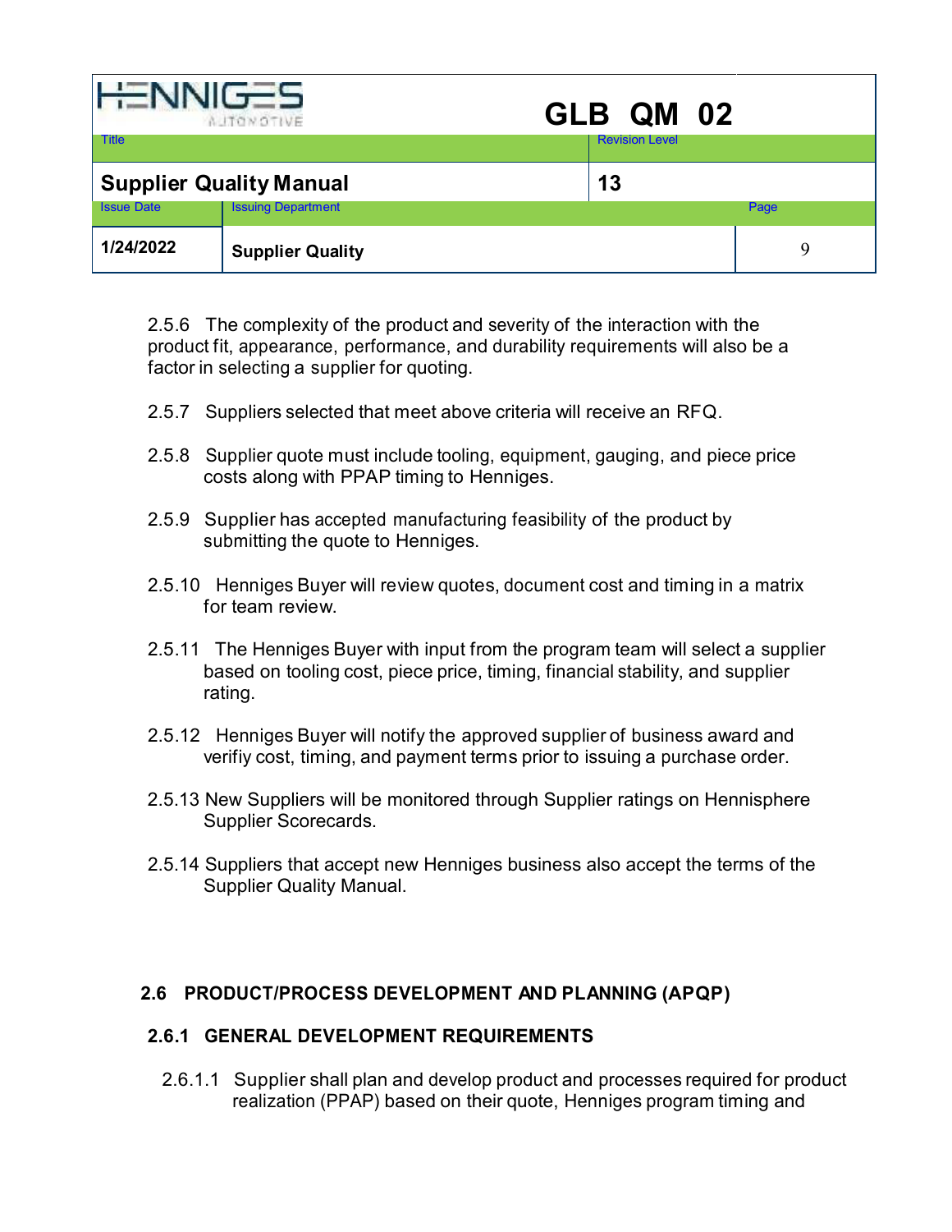2.5.6 The complexity of the product and severity of the interaction with the product fit, appearance, performance, and durability requirements will also be a factor in selecting a supplier for quoting.

2.5.7 Suppliers selected that meet above criteria will receive an RFQ.

2.5.8 Supplier quote must include tooling, equipment, gauging, and piece price costs along with PPAP timing to Henniges.

2.5.9 Supplier has accepted manufacturing feasibility of the product by submitting the quote to Henniges.

2.5.10 Henniges Buyer will review quotes, document cost and timing in a matrix for team review.

2.5.11 The Henniges Buyer with input from the program team will select a supplier based on tooling cost, piece price, timing, financial stability, and supplier rating.

2.5.12 Henniges Buyer will notify the approved supplier of business award and verifiy cost, timing, and payment terms prior to issuing a purchase order.

2.5.13 New Suppliers will be monitored through Supplier ratings on Hennisphere Supplier Scorecards.

2.5.14 Suppliers that accept new Henniges business also accept the terms of the Supplier Quality Manual.

## 2.6 PRODUCT/PROCESS DEVELOPMENT AND PLANNING (APQP)

### 2.6.1 GENERAL DEVELOPMENT REQUIREMENTS

2.6.1.1 Supplier shall plan and develop product and processes required for product realization (PPAP) based on their quote, Henniges program timing and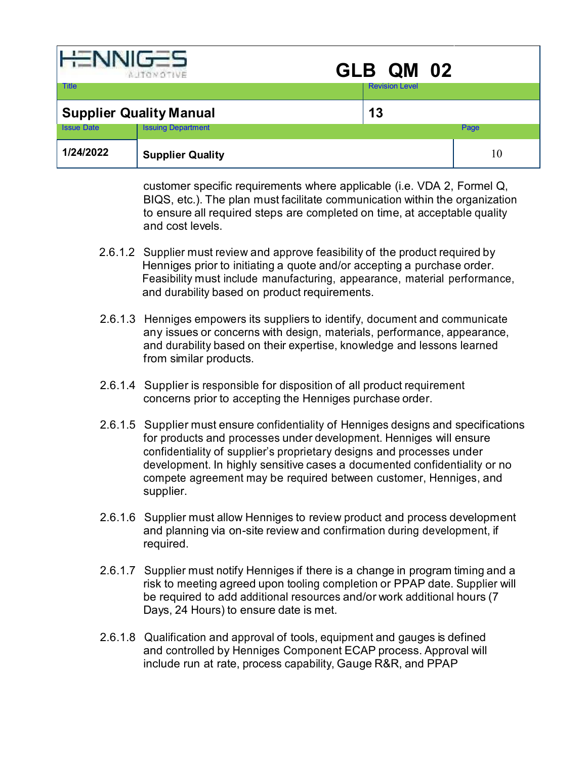customer specific requirements where applicable (i.e. VDA 2, Formel Q, BIQS, etc.). The plan must facilitate communication within the organization to ensure all required steps are completed on time, at acceptable quality and cost levels.

2.6.1.2 Supplier must review and approve feasibility of the product required by Henniges prior to initiating a quote and/or accepting a purchase order. Feasibility must include manufacturing, appearance, material performance, and durability based on product requirements.

2.6.1.3 Henniges empowers its suppliers to identify, document and communicate any issues or concerns with design, materials, performance, appearance, and durability based on their expertise, knowledge and lessons learned from similar products.

2.6.1.4 Supplier is responsible for disposition of all product requirement concerns prior to accepting the Henniges purchase order.

2.6.1.5 Supplier must ensure confidentiality of Henniges designs and specifications for products and processes under development. Henniges will ensure confidentiality of supplier's proprietary designs and processes under development. In highly sensitive cases a documented confidentiality or no compete agreement may be required between customer, Henniges, and supplier.

2.6.1.6 Supplier must allow Henniges to review product and process development and planning via on-site review and confirmation during development, if required.

2.6.1.7 Supplier must notify Henniges if there is a change in program timing and a risk to meeting agreed upon tooling completion or PPAP date. Supplier will be required to add additional resources and/or work additional hours (7 Days, 24 Hours) to ensure date is met.

2.6.1.8 Qualification and approval of tools, equipment and gauges is defined and controlled by Henniges Component ECAP process. Approval will include run at rate, process capability, Gauge R&R, and PPAP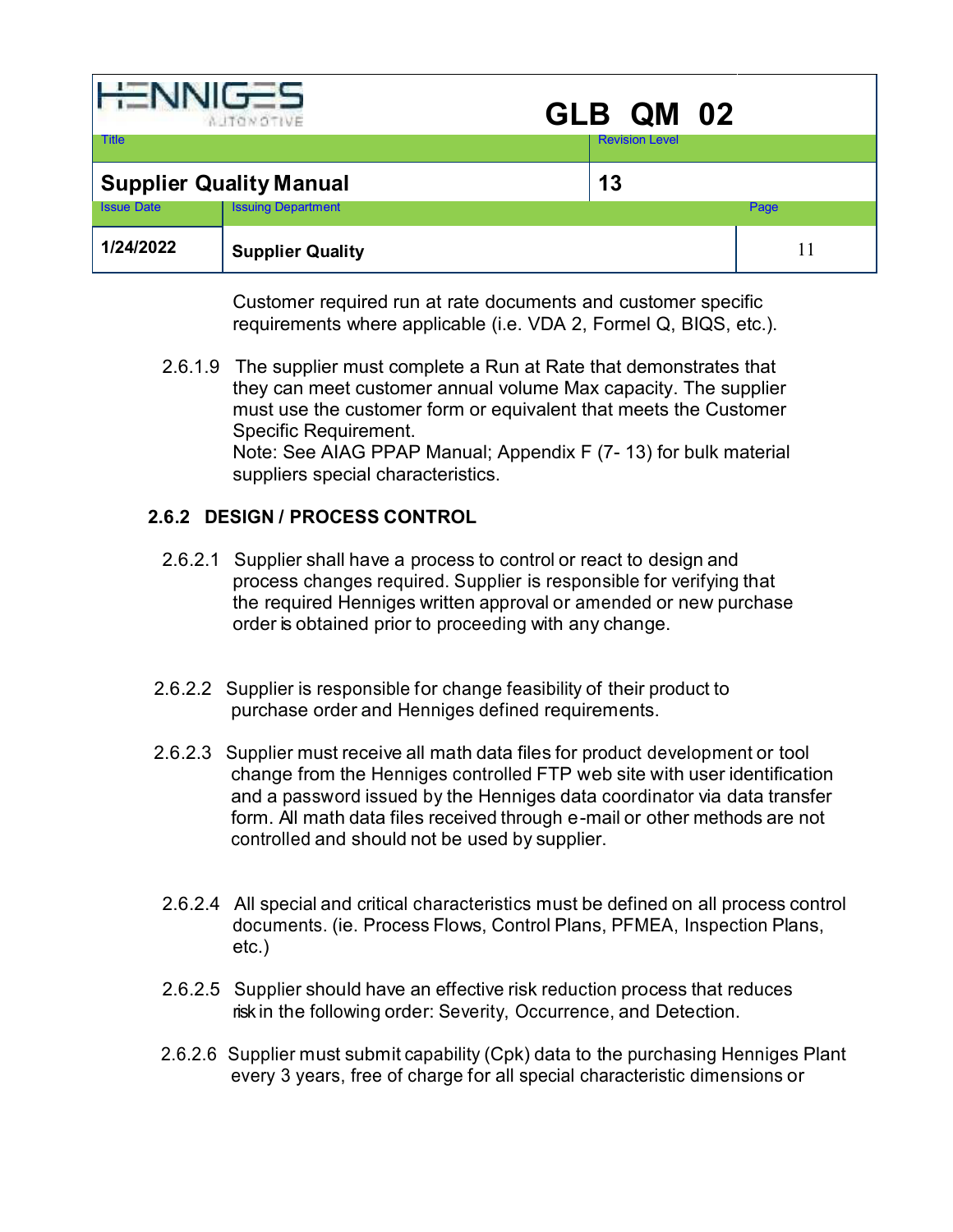Customer required run at rate documents and customer specific requirements where applicable (i.e. VDA 2, Formel Q, BIQS, etc.).

2.6.1.9 The supplier must complete a Run at Rate that demonstrates that they can meet customer annual volume Max capacity. The supplier must use the customer form or equivalent that meets the Customer Specific Requirement.
Note: See AIAG PPAP Manual; Appendix F (7- 13) for bulk material suppliers special characteristics.

### 2.6.2 DESIGN / PROCESS CONTROL

2.6.2.1 Supplier shall have a process to control or react to design and process changes required. Supplier is responsible for verifying that the required Henniges written approval or amended or new purchase order is obtained prior to proceeding with any change.

2.6.2.2 Supplier is responsible for change feasibility of their product to purchase order and Henniges defined requirements.

2.6.2.3 Supplier must receive all math data files for product development or tool change from the Henniges controlled FTP web site with user identification and a password issued by the Henniges data coordinator via data transfer form. All math data files received through e-mail or other methods are not controlled and should not be used by supplier.

2.6.2.4 All special and critical characteristics must be defined on all process control documents. (ie. Process Flows, Control Plans, PFMEA, Inspection Plans, etc.)

2.6.2.5 Supplier should have an effective risk reduction process that reduces risk in the following order: Severity, Occurrence, and Detection.

2.6.2.6 Supplier must submit capability (Cpk) data to the purchasing Henniges Plant every 3 years, free of charge for all special characteristic dimensions or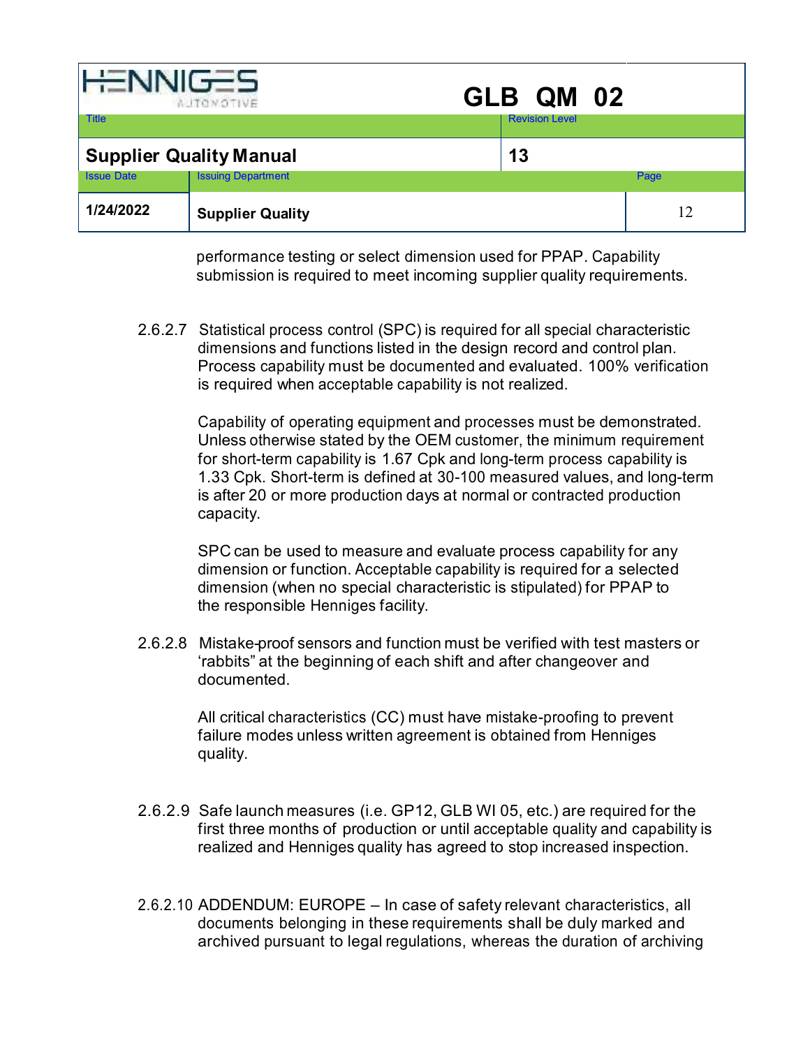performance testing or select dimension used for PPAP. Capability submission is required to meet incoming supplier quality requirements.

2.6.2.7 Statistical process control (SPC) is required for all special characteristic dimensions and functions listed in the design record and control plan. Process capability must be documented and evaluated. 100% verification is required when acceptable capability is not realized.

Capability of operating equipment and processes must be demonstrated. Unless otherwise stated by the OEM customer, the minimum requirement for short-term capability is 1.67 Cpk and long-term process capability is 1.33 Cpk. Short-term is defined at 30-100 measured values, and long-term is after 20 or more production days at normal or contracted production capacity.

SPC can be used to measure and evaluate process capability for any dimension or function. Acceptable capability is required for a selected dimension (when no special characteristic is stipulated) for PPAP to the responsible Henniges facility.

2.6.2.8 Mistake-proof sensors and function must be verified with test masters or ‘rabbits” at the beginning of each shift and after changeover and documented.

All critical characteristics (CC) must have mistake-proofing to prevent failure modes unless written agreement is obtained from Henniges quality.

2.6.2.9 Safe launch measures (i.e. GP12, GLB WI 05, etc.) are required for the first three months of production or until acceptable quality and capability is realized and Henniges quality has agreed to stop increased inspection.

2.6.2.10 ADDENDUM: EUROPE – In case of safety relevant characteristics, all documents belonging in these requirements shall be duly marked and archived pursuant to legal regulations, whereas the duration of archiving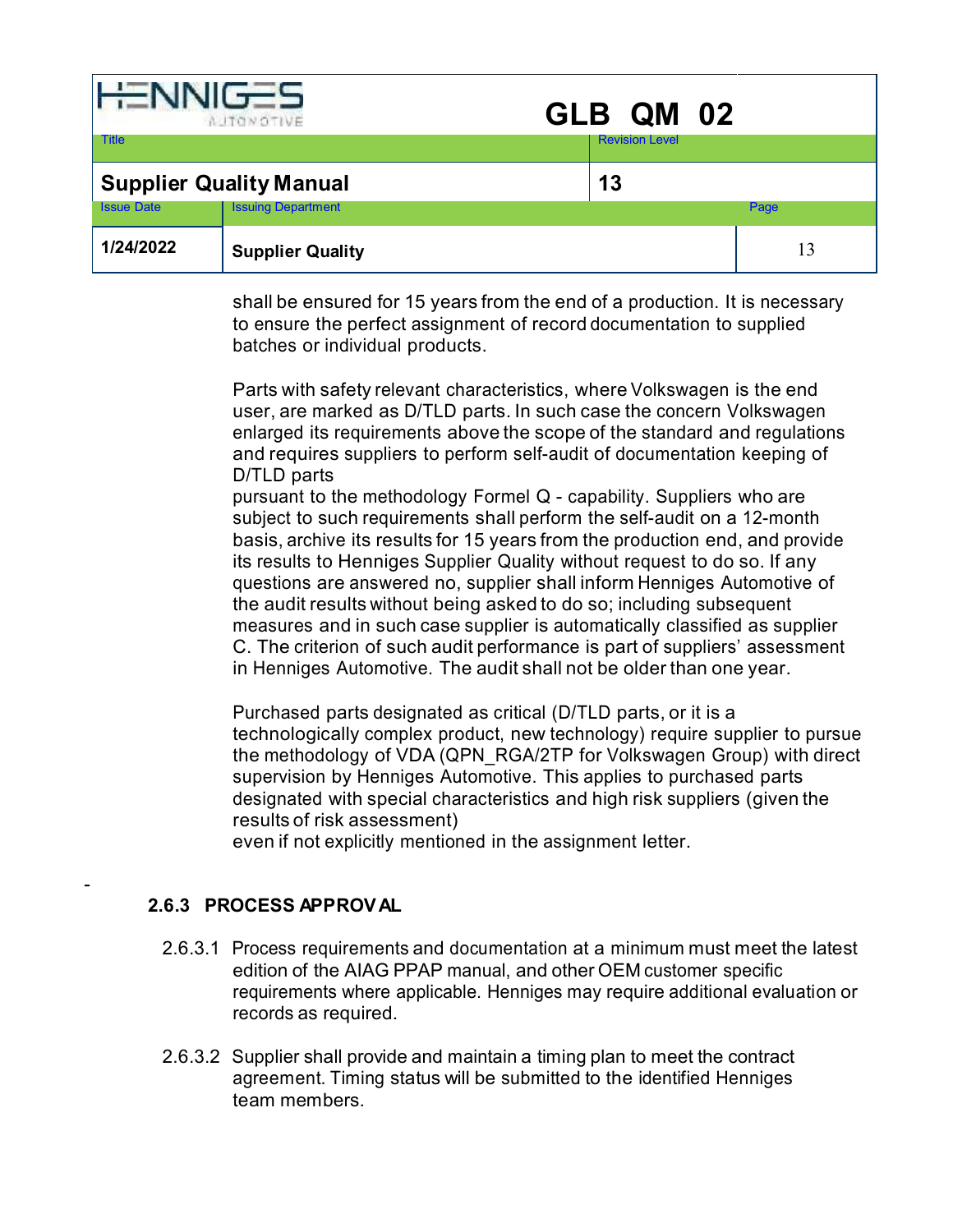shall be ensured for 15 years from the end of a production. It is necessary to ensure the perfect assignment of record documentation to supplied batches or individual products.

Parts with safety relevant characteristics, where Volkswagen is the end user, are marked as D/TLD parts. In such case the concern Volkswagen enlarged its requirements above the scope of the standard and regulations and requires suppliers to perform self-audit of documentation keeping of D/TLD parts
pursuant to the methodology Formel Q - capability. Suppliers who are subject to such requirements shall perform the self-audit on a 12-month basis, archive its results for 15 years from the production end, and provide its results to Henniges Supplier Quality without request to do so. If any questions are answered no, supplier shall inform Henniges Automotive of the audit results without being asked to do so; including subsequent measures and in such case supplier is automatically classified as supplier C. The criterion of such audit performance is part of suppliers' assessment in Henniges Automotive. The audit shall not be older than one year.

Purchased parts designated as critical (D/TLD parts, or it is a technologically complex product, new technology) require supplier to pursue the methodology of VDA (QPN_RGA/2TP for Volkswagen Group) with direct supervision by Henniges Automotive. This applies to purchased parts designated with special characteristics and high risk suppliers (given the results of risk assessment)
even if not explicitly mentioned in the assignment letter.

### 2.6.3 PROCESS APPROVAL

2.6.3.1 Process requirements and documentation at a minimum must meet the latest edition of the AIAG PPAP manual, and other OEM customer specific requirements where applicable. Henniges may require additional evaluation or records as required.

2.6.3.2 Supplier shall provide and maintain a timing plan to meet the contract agreement. Timing status will be submitted to the identified Henniges team members.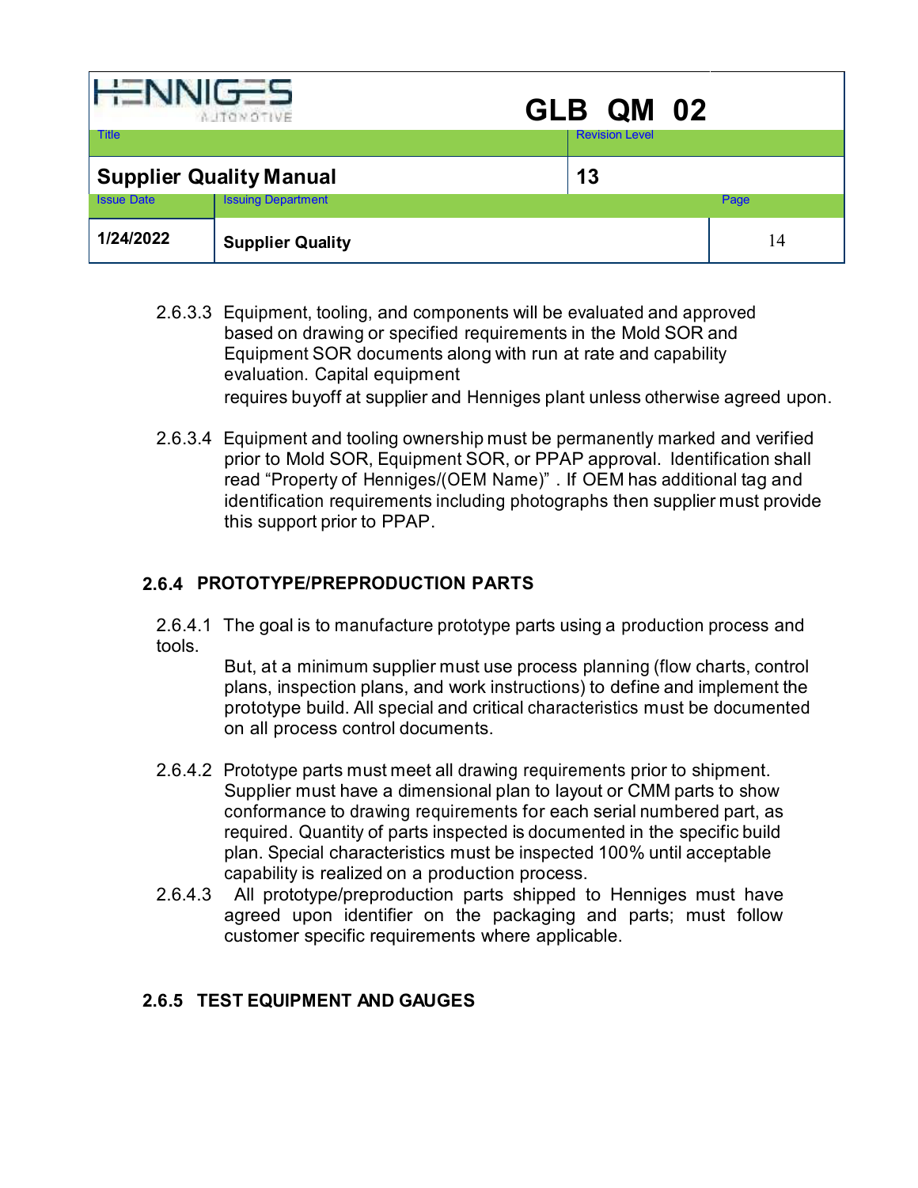2.6.3.3 Equipment, tooling, and components will be evaluated and approved based on drawing or specified requirements in the Mold SOR and Equipment SOR documents along with run at rate and capability evaluation. Capital equipment requires buyoff at supplier and Henniges plant unless otherwise agreed upon.

2.6.3.4 Equipment and tooling ownership must be permanently marked and verified prior to Mold SOR, Equipment SOR, or PPAP approval. Identification shall read "Property of Henniges/(OEM Name)" . If OEM has additional tag and identification requirements including photographs then supplier must provide this support prior to PPAP.

### 2.6.4 PROTOTYPE/PREPRODUCTION PARTS

2.6.4.1 The goal is to manufacture prototype parts using a production process and tools.

But, at a minimum supplier must use process planning (flow charts, control plans, inspection plans, and work instructions) to define and implement the prototype build. All special and critical characteristics must be documented on all process control documents.

2.6.4.2 Prototype parts must meet all drawing requirements prior to shipment. Supplier must have a dimensional plan to layout or CMM parts to show conformance to drawing requirements for each serial numbered part, as required. Quantity of parts inspected is documented in the specific build plan. Special characteristics must be inspected 100% until acceptable capability is realized on a production process.

2.6.4.3 All prototype/preproduction parts shipped to Henniges must have agreed upon identifier on the packaging and parts; must follow customer specific requirements where applicable.

### 2.6.5 TEST EQUIPMENT AND GAUGES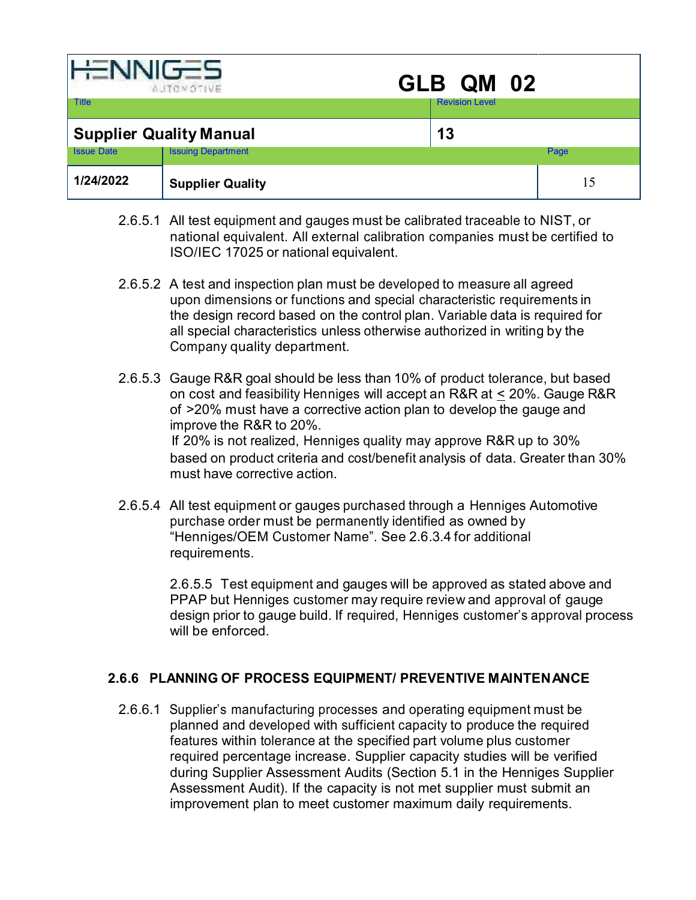2.6.5.1 All test equipment and gauges must be calibrated traceable to NIST, or national equivalent. All external calibration companies must be certified to ISO/IEC 17025 or national equivalent.

2.6.5.2 A test and inspection plan must be developed to measure all agreed upon dimensions or functions and special characteristic requirements in the design record based on the control plan. Variable data is required for all special characteristics unless otherwise authorized in writing by the Company quality department.

2.6.5.3 Gauge R&R goal should be less than 10% of product tolerance, but based on cost and feasibility Henniges will accept an R&R at $\leq$ 20%. Gauge R&R of >20% must have a corrective action plan to develop the gauge and improve the R&R to 20%.
If 20% is not realized, Henniges quality may approve R&R up to 30% based on product criteria and cost/benefit analysis of data. Greater than 30% must have corrective action.

2.6.5.4 All test equipment or gauges purchased through a Henniges Automotive purchase order must be permanently identified as owned by "Henniges/OEM Customer Name". See 2.6.3.4 for additional requirements.

2.6.5.5 Test equipment and gauges will be approved as stated above and PPAP but Henniges customer may require review and approval of gauge design prior to gauge build. If required, Henniges customer's approval process will be enforced.

### 2.6.6 PLANNING OF PROCESS EQUIPMENT/ PREVENTIVE MAINTENANCE

2.6.6.1 Supplier's manufacturing processes and operating equipment must be planned and developed with sufficient capacity to produce the required features within tolerance at the specified part volume plus customer required percentage increase. Supplier capacity studies will be verified during Supplier Assessment Audits (Section 5.1 in the Henniges Supplier Assessment Audit). If the capacity is not met supplier must submit an improvement plan to meet customer maximum daily requirements.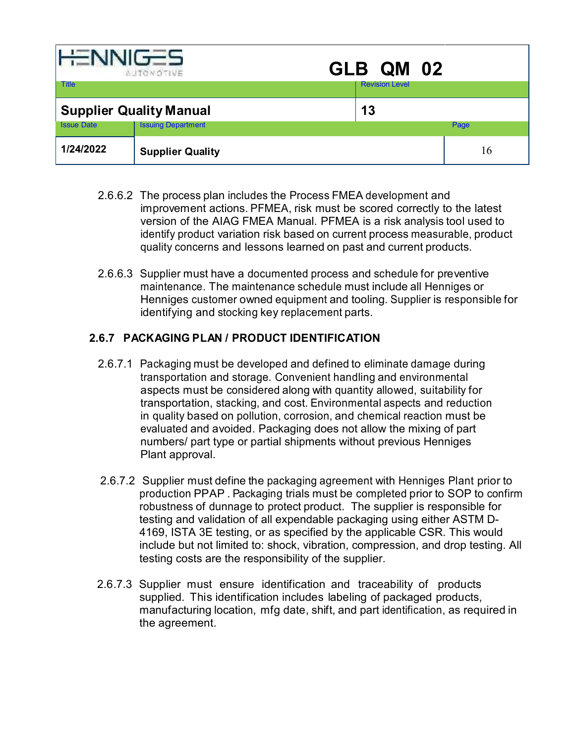2.6.6.2 The process plan includes the Process FMEA development and improvement actions. PFMEA, risk must be scored correctly to the latest version of the AIAG FMEA Manual. PFMEA is a risk analysis tool used to identify product variation risk based on current process measurable, product quality concerns and lessons learned on past and current products.

2.6.6.3 Supplier must have a documented process and schedule for preventive maintenance. The maintenance schedule must include all Henniges or Henniges customer owned equipment and tooling. Supplier is responsible for identifying and stocking key replacement parts.

### 2.6.7 PACKAGING PLAN / PRODUCT IDENTIFICATION

2.6.7.1 Packaging must be developed and defined to eliminate damage during transportation and storage. Convenient handling and environmental aspects must be considered along with quantity allowed, suitability for transportation, stacking, and cost. Environmental aspects and reduction in quality based on pollution, corrosion, and chemical reaction must be evaluated and avoided. Packaging does not allow the mixing of part numbers/ part type or partial shipments without previous Henniges Plant approval.

2.6.7.2 Supplier must define the packaging agreement with Henniges Plant prior to production PPAP . Packaging trials must be completed prior to SOP to confirm robustness of dunnage to protect product. The supplier is responsible for testing and validation of all expendable packaging using either ASTM D-4169, ISTA 3E testing, or as specified by the applicable CSR. This would include but not limited to: shock, vibration, compression, and drop testing. All testing costs are the responsibility of the supplier.

2.6.7.3 Supplier must ensure identification and traceability of products supplied. This identification includes labeling of packaged products, manufacturing location, mfg date, shift, and part identification, as required in the agreement.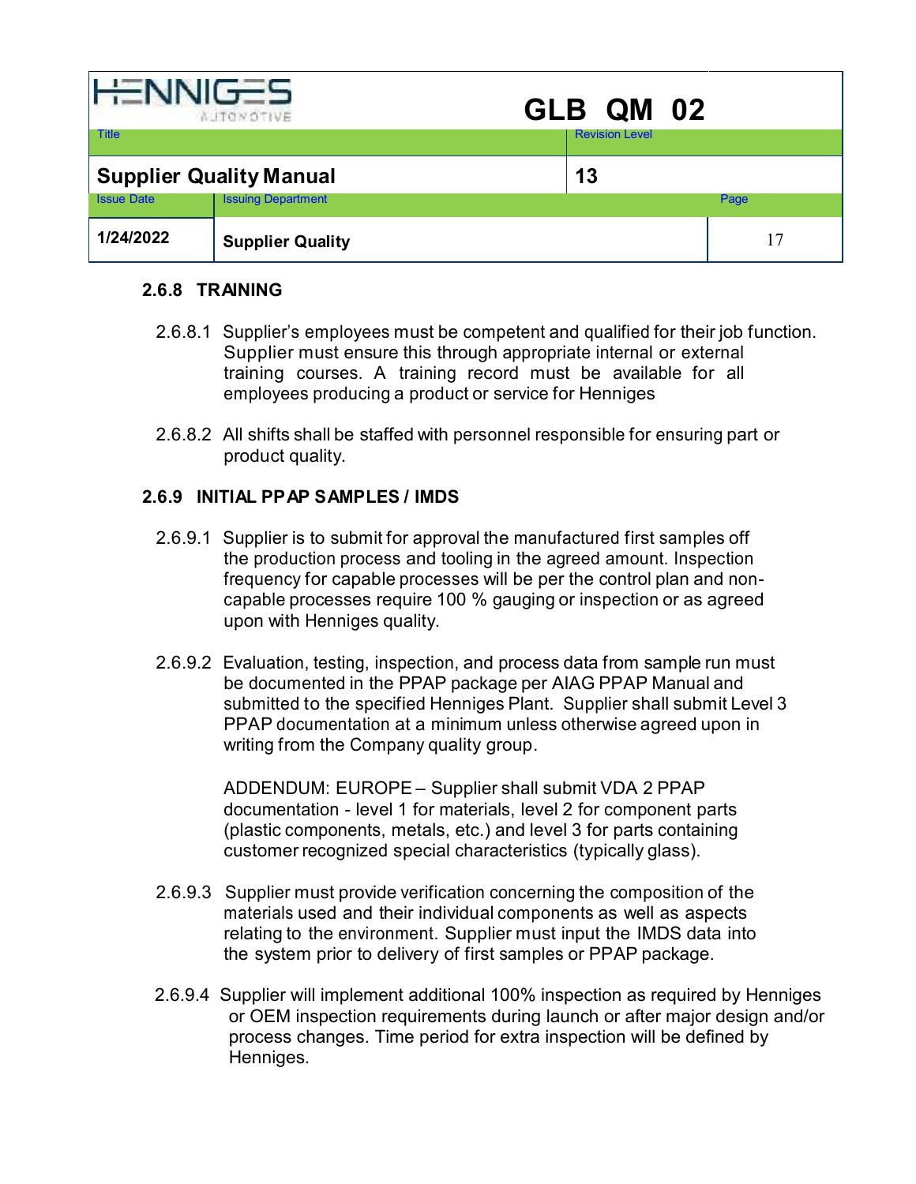### 2.6.8 TRAINING

2.6.8.1 Supplier's employees must be competent and qualified for their job function. Supplier must ensure this through appropriate internal or external training courses. A training record must be available for all employees producing a product or service for Henniges

2.6.8.2 All shifts shall be staffed with personnel responsible for ensuring part or product quality.

### 2.6.9 INITIAL PPAP SAMPLES / IMDS

2.6.9.1 Supplier is to submit for approval the manufactured first samples off the production process and tooling in the agreed amount. Inspection frequency for capable processes will be per the control plan and non-capable processes require 100 % gauging or inspection or as agreed upon with Henniges quality.

2.6.9.2 Evaluation, testing, inspection, and process data from sample run must be documented in the PPAP package per AIAG PPAP Manual and submitted to the specified Henniges Plant. Supplier shall submit Level 3 PPAP documentation at a minimum unless otherwise agreed upon in writing from the Company quality group.

ADDENDUM: EUROPE – Supplier shall submit VDA 2 PPAP documentation - level 1 for materials, level 2 for component parts (plastic components, metals, etc.) and level 3 for parts containing customer recognized special characteristics (typically glass).

2.6.9.3 Supplier must provide verification concerning the composition of the materials used and their individual components as well as aspects relating to the environment. Supplier must input the IMDS data into the system prior to delivery of first samples or PPAP package.

2.6.9.4 Supplier will implement additional 100% inspection as required by Henniges or OEM inspection requirements during launch or after major design and/or process changes. Time period for extra inspection will be defined by Henniges.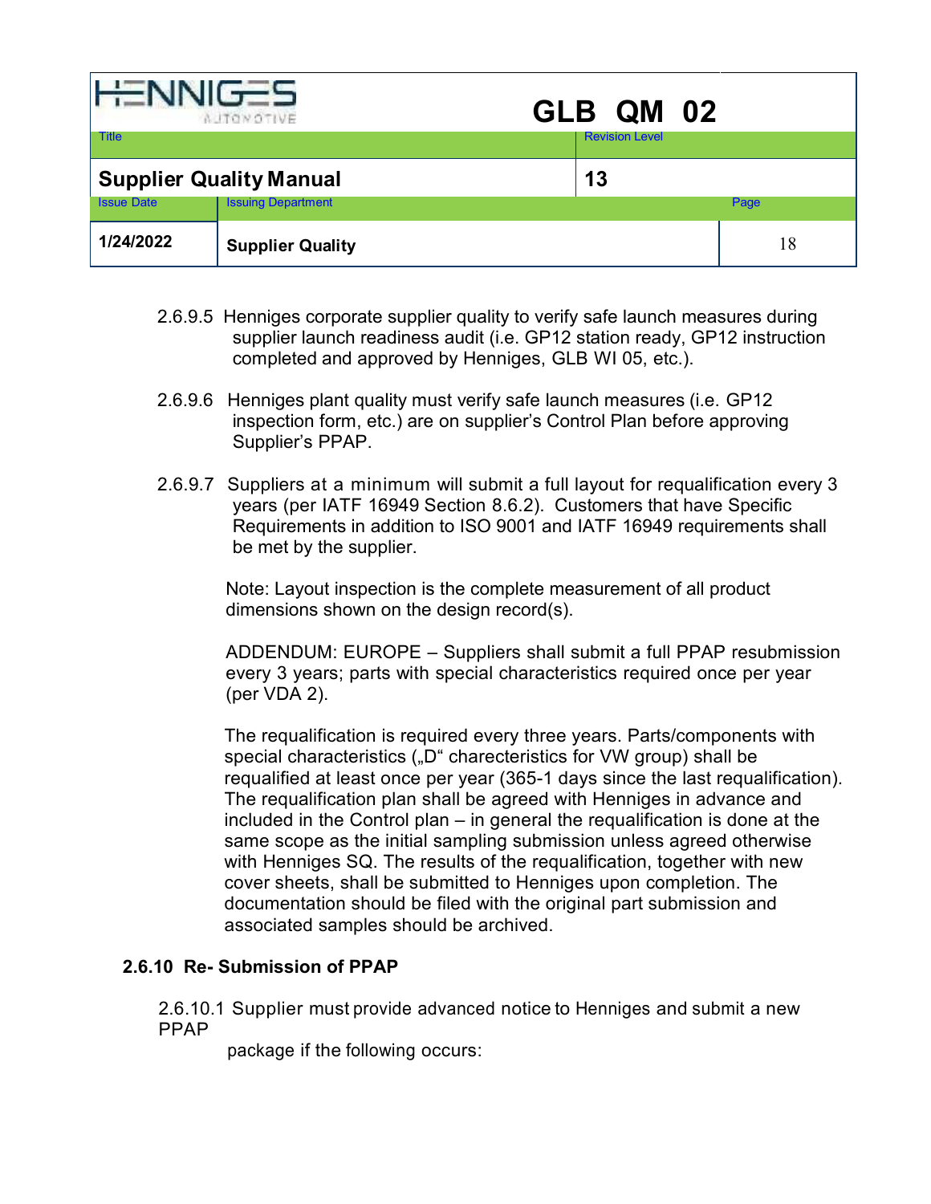2.6.9.5 Henniges corporate supplier quality to verify safe launch measures during supplier launch readiness audit (i.e. GP12 station ready, GP12 instruction completed and approved by Henniges, GLB WI 05, etc.).

2.6.9.6 Henniges plant quality must verify safe launch measures (i.e. GP12 inspection form, etc.) are on supplier's Control Plan before approving Supplier's PPAP.

2.6.9.7 Suppliers at a minimum will submit a full layout for requalification every 3 years (per IATF 16949 Section 8.6.2). Customers that have Specific Requirements in addition to ISO 9001 and IATF 16949 requirements shall be met by the supplier.

Note: Layout inspection is the complete measurement of all product dimensions shown on the design record(s).

ADDENDUM: EUROPE – Suppliers shall submit a full PPAP resubmission every 3 years; parts with special characteristics required once per year (per VDA 2).

The requalification is required every three years. Parts/components with special characteristics („D" charecteristics for VW group) shall be requalified at least once per year (365-1 days since the last requalification). The requalification plan shall be agreed with Henniges in advance and included in the Control plan – in general the requalification is done at the same scope as the initial sampling submission unless agreed otherwise with Henniges SQ. The results of the requalification, together with new cover sheets, shall be submitted to Henniges upon completion. The documentation should be filed with the original part submission and associated samples should be archived.

### 2.6.10 Re- Submission of PPAP

2.6.10.1 Supplier must provide advanced notice to Henniges and submit a new PPAP package if the following occurs: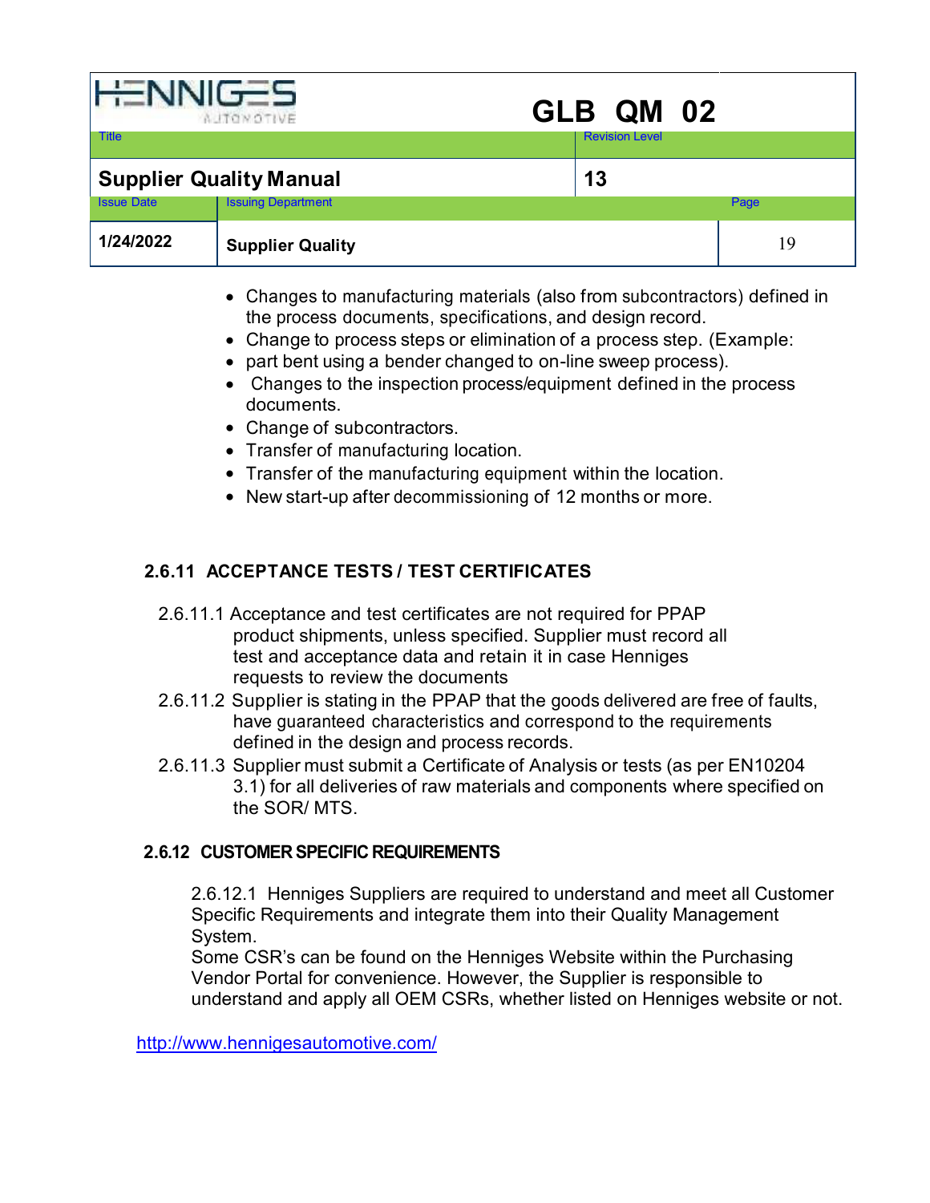- Changes to manufacturing materials (also from subcontractors) defined in the process documents, specifications, and design record.
- Change to process steps or elimination of a process step. (Example:
- part bent using a bender changed to on-line sweep process).
- Changes to the inspection process/equipment defined in the process documents.
- Change of subcontractors.
- Transfer of manufacturing location.
- Transfer of the manufacturing equipment within the location.
- New start-up after decommissioning of 12 months or more.

### 2.6.11 ACCEPTANCE TESTS / TEST CERTIFICATES

2.6.11.1 Acceptance and test certificates are not required for PPAP product shipments, unless specified. Supplier must record all test and acceptance data and retain it in case Henniges requests to review the documents

2.6.11.2 Supplier is stating in the PPAP that the goods delivered are free of faults, have guaranteed characteristics and correspond to the requirements defined in the design and process records.

2.6.11.3 Supplier must submit a Certificate of Analysis or tests (as per EN10204 3.1) for all deliveries of raw materials and components where specified on the SOR/ MTS.

### 2.6.12 CUSTOMER SPECIFIC REQUIREMENTS

2.6.12.1 Henniges Suppliers are required to understand and meet all Customer Specific Requirements and integrate them into their Quality Management System.
Some CSR's can be found on the Henniges Website within the Purchasing Vendor Portal for convenience. However, the Supplier is responsible to understand and apply all OEM CSRs, whether listed on Henniges website or not.

http://www.hennigesautomotive.com/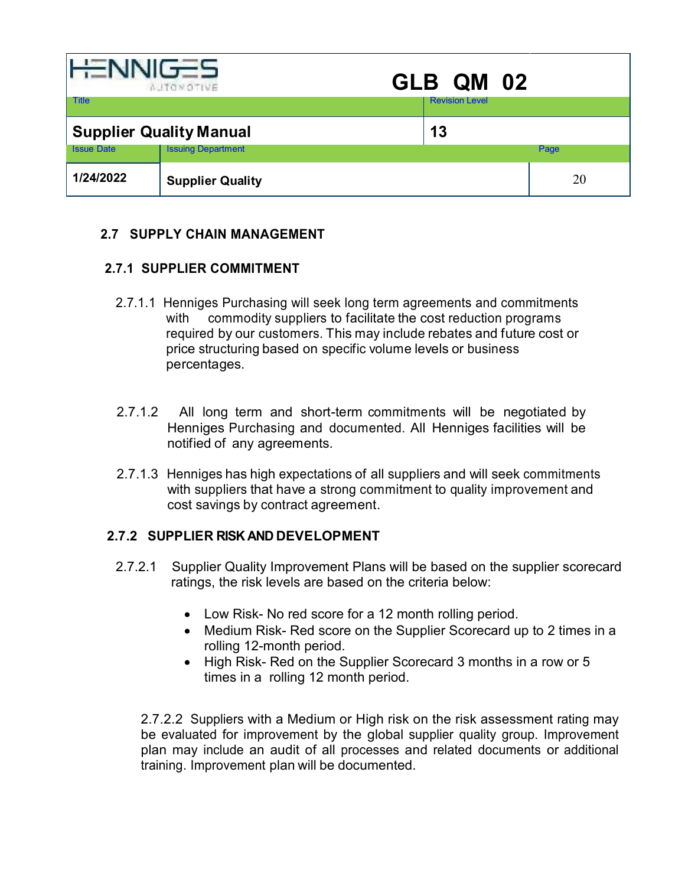## 2.7 SUPPLY CHAIN MANAGEMENT

### 2.7.1 SUPPLIER COMMITMENT

2.7.1.1 Henniges Purchasing will seek long term agreements and commitments with commodity suppliers to facilitate the cost reduction programs required by our customers. This may include rebates and future cost or price structuring based on specific volume levels or business percentages.

2.7.1.2 All long term and short-term commitments will be negotiated by Henniges Purchasing and documented. All Henniges facilities will be notified of any agreements.

2.7.1.3 Henniges has high expectations of all suppliers and will seek commitments with suppliers that have a strong commitment to quality improvement and cost savings by contract agreement.

### 2.7.2 SUPPLIER RISK AND DEVELOPMENT

2.7.2.1 Supplier Quality Improvement Plans will be based on the supplier scorecard ratings, the risk levels are based on the criteria below:

- Low Risk- No red score for a 12 month rolling period.
- Medium Risk- Red score on the Supplier Scorecard up to 2 times in a rolling 12-month period.
- High Risk- Red on the Supplier Scorecard 3 months in a row or 5 times in a rolling 12 month period.

2.7.2.2 Suppliers with a Medium or High risk on the risk assessment rating may be evaluated for improvement by the global supplier quality group. Improvement plan may include an audit of all processes and related documents or additional training. Improvement plan will be documented.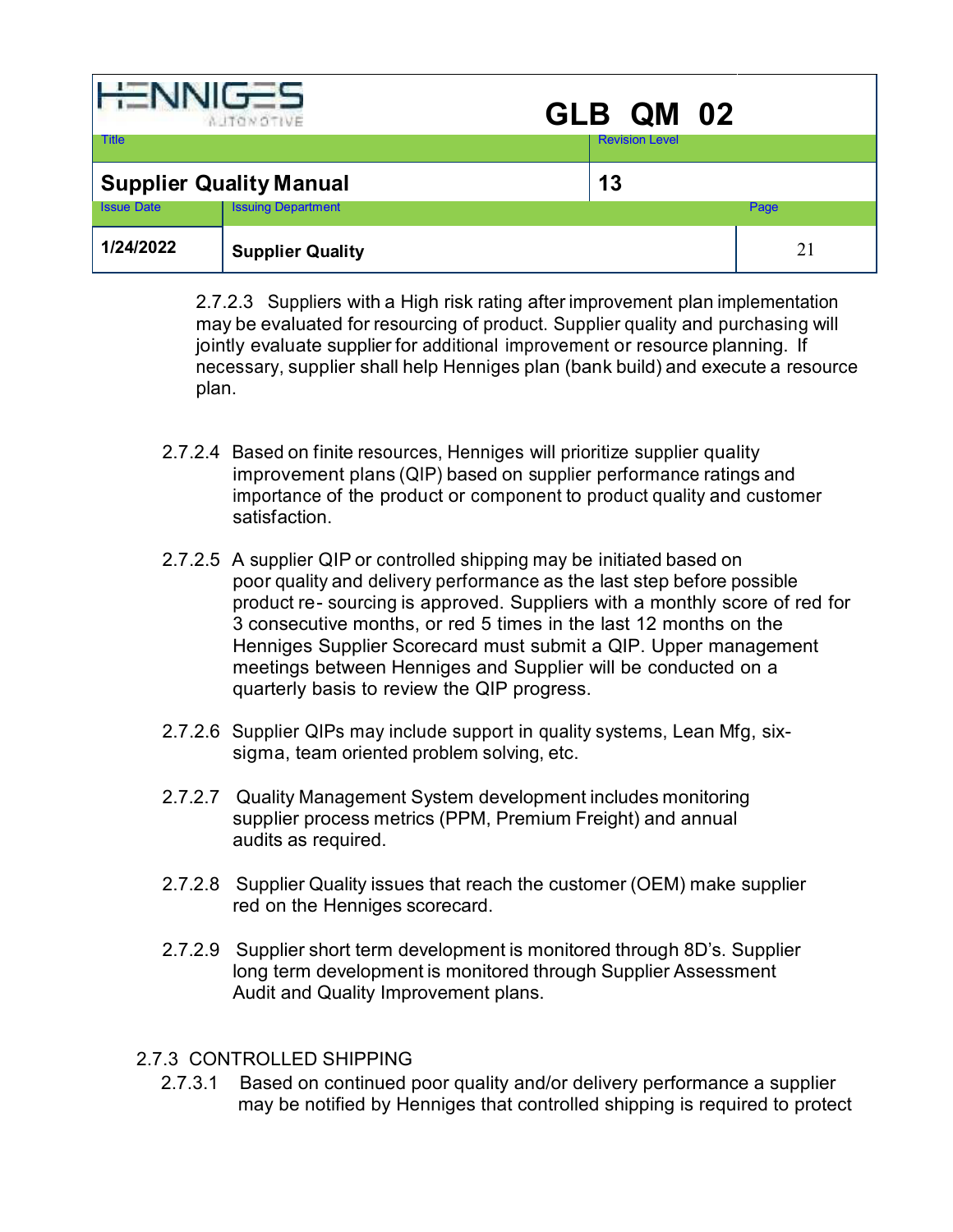2.7.2.3 Suppliers with a High risk rating after improvement plan implementation may be evaluated for resourcing of product. Supplier quality and purchasing will jointly evaluate supplier for additional improvement or resource planning. If necessary, supplier shall help Henniges plan (bank build) and execute a resource plan.

2.7.2.4 Based on finite resources, Henniges will prioritize supplier quality improvement plans (QIP) based on supplier performance ratings and importance of the product or component to product quality and customer satisfaction.

2.7.2.5 A supplier QIP or controlled shipping may be initiated based on poor quality and delivery performance as the last step before possible product re- sourcing is approved. Suppliers with a monthly score of red for 3 consecutive months, or red 5 times in the last 12 months on the Henniges Supplier Scorecard must submit a QIP. Upper management meetings between Henniges and Supplier will be conducted on a quarterly basis to review the QIP progress.

2.7.2.6 Supplier QIPs may include support in quality systems, Lean Mfg, six-sigma, team oriented problem solving, etc.

2.7.2.7 Quality Management System development includes monitoring supplier process metrics (PPM, Premium Freight) and annual audits as required.

2.7.2.8 Supplier Quality issues that reach the customer (OEM) make supplier red on the Henniges scorecard.

2.7.2.9 Supplier short term development is monitored through 8D's. Supplier long term development is monitored through Supplier Assessment Audit and Quality Improvement plans.

### 2.7.3 CONTROLLED SHIPPING

2.7.3.1 Based on continued poor quality and/or delivery performance a supplier may be notified by Henniges that controlled shipping is required to protect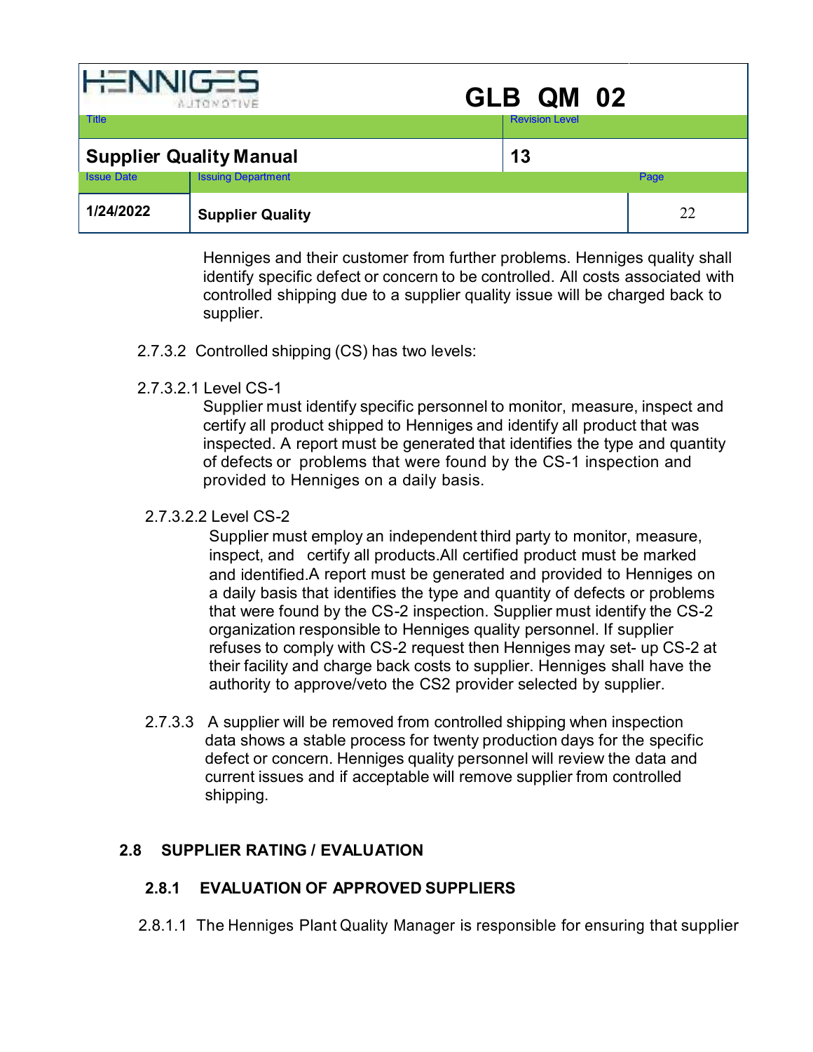Henniges and their customer from further problems. Henniges quality shall identify specific defect or concern to be controlled. All costs associated with controlled shipping due to a supplier quality issue will be charged back to supplier.

2.7.3.2 Controlled shipping (CS) has two levels:

2.7.3.2.1 Level CS-1

Supplier must identify specific personnel to monitor, measure, inspect and certify all product shipped to Henniges and identify all product that was inspected. A report must be generated that identifies the type and quantity of defects or problems that were found by the CS-1 inspection and provided to Henniges on a daily basis.

2.7.3.2.2 Level CS-2

Supplier must employ an independent third party to monitor, measure, inspect, and certify all products.All certified product must be marked and identified.A report must be generated and provided to Henniges on a daily basis that identifies the type and quantity of defects or problems that were found by the CS-2 inspection. Supplier must identify the CS-2 organization responsible to Henniges quality personnel. If supplier refuses to comply with CS-2 request then Henniges may set- up CS-2 at their facility and charge back costs to supplier. Henniges shall have the authority to approve/veto the CS2 provider selected by supplier.

2.7.3.3 A supplier will be removed from controlled shipping when inspection data shows a stable process for twenty production days for the specific defect or concern. Henniges quality personnel will review the data and current issues and if acceptable will remove supplier from controlled shipping.

## 2.8 SUPPLIER RATING / EVALUATION

### 2.8.1 EVALUATION OF APPROVED SUPPLIERS

2.8.1.1 The Henniges Plant Quality Manager is responsible for ensuring that supplier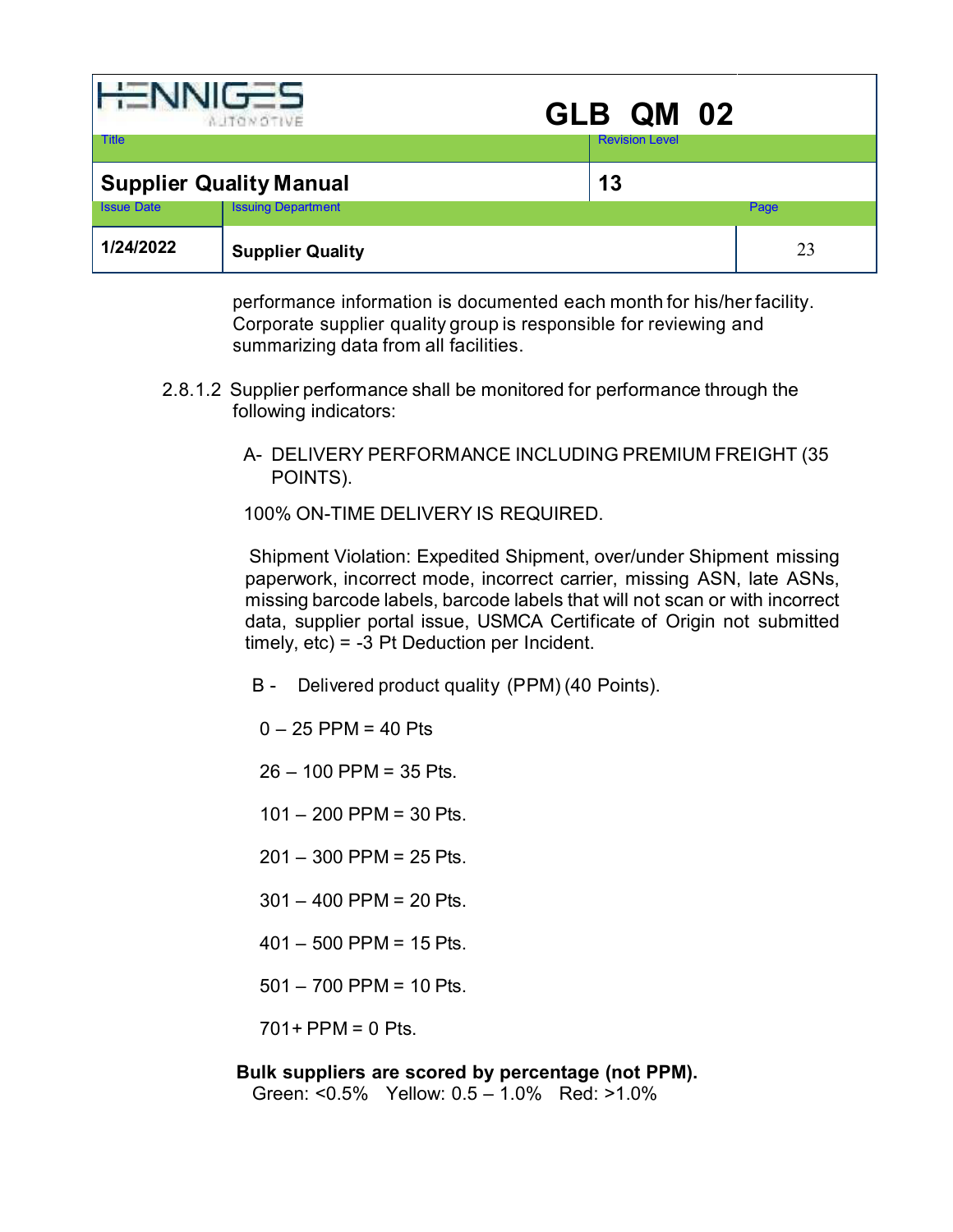performance information is documented each month for his/her facility. Corporate supplier quality group is responsible for reviewing and summarizing data from all facilities.

2.8.1.2 Supplier performance shall be monitored for performance through the following indicators:

A- DELIVERY PERFORMANCE INCLUDING PREMIUM FREIGHT (35 POINTS).

100% ON-TIME DELIVERY IS REQUIRED.

Shipment Violation: Expedited Shipment, over/under Shipment missing paperwork, incorrect mode, incorrect carrier, missing ASN, late ASNs, missing barcode labels, barcode labels that will not scan or with incorrect data, supplier portal issue, USMCA Certificate of Origin not submitted timely, etc) = -3 Pt Deduction per Incident.

B - Delivered product quality (PPM) (40 Points).

0 – 25 PPM = 40 Pts

26 – 100 PPM = 35 Pts.

101 – 200 PPM = 30 Pts.

201 – 300 PPM = 25 Pts.

301 – 400 PPM = 20 Pts.

401 – 500 PPM = 15 Pts.

501 – 700 PPM = 10 Pts.

701+ PPM = 0 Pts.

**Bulk suppliers are scored by percentage (not PPM).**
Green: <0.5% Yellow: 0.5 – 1.0% Red: >1.0%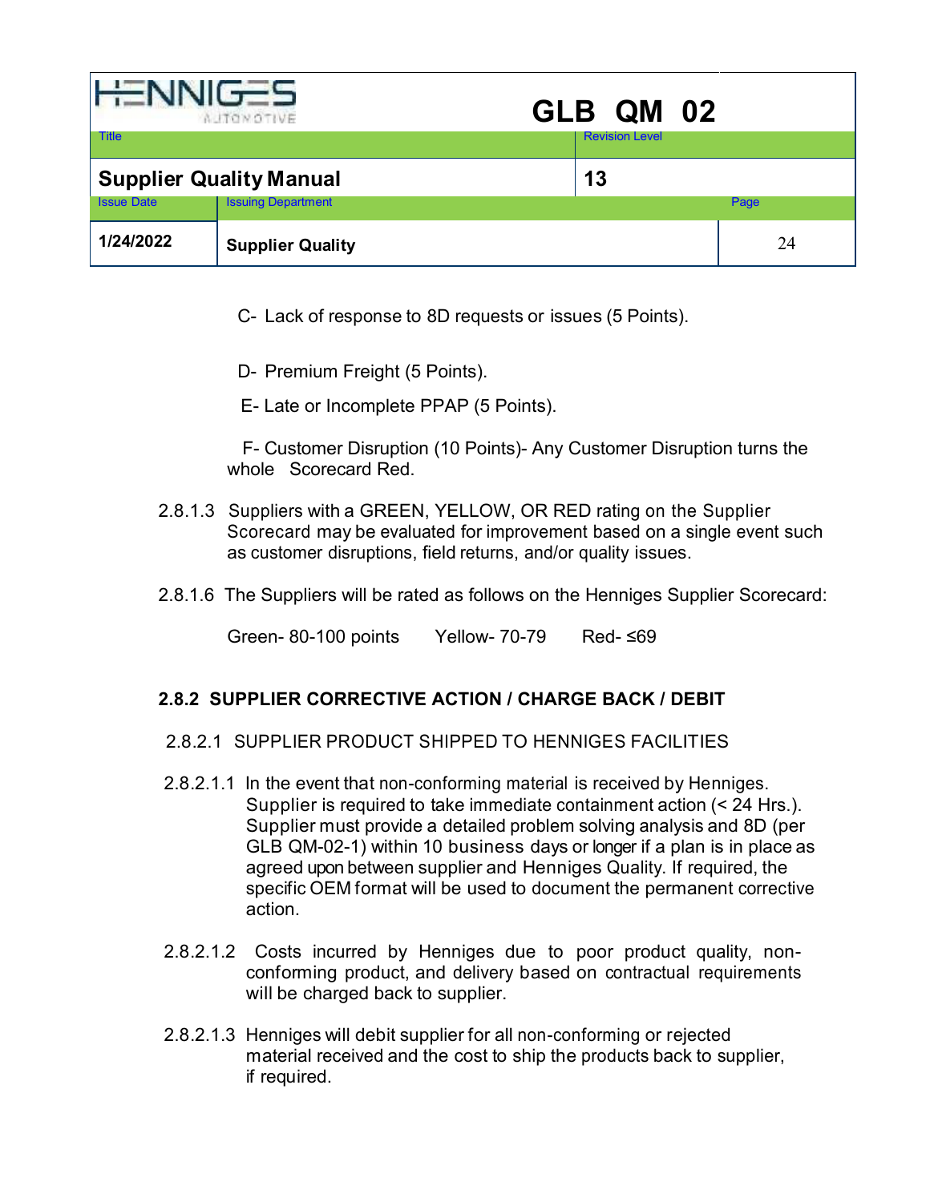C- Lack of response to 8D requests or issues (5 Points).

D- Premium Freight (5 Points).

E- Late or Incomplete PPAP (5 Points).

F- Customer Disruption (10 Points)- Any Customer Disruption turns the whole Scorecard Red.

2.8.1.3 Suppliers with a GREEN, YELLOW, OR RED rating on the Supplier Scorecard may be evaluated for improvement based on a single event such as customer disruptions, field returns, and/or quality issues.

2.8.1.6 The Suppliers will be rated as follows on the Henniges Supplier Scorecard:

Green- 80-100 points Yellow- 70-79 Red- ≤69

### 2.8.2 SUPPLIER CORRECTIVE ACTION / CHARGE BACK / DEBIT

2.8.2.1 SUPPLIER PRODUCT SHIPPED TO HENNIGES FACILITIES

2.8.2.1.1 In the event that non-conforming material is received by Henniges. Supplier is required to take immediate containment action (< 24 Hrs.). Supplier must provide a detailed problem solving analysis and 8D (per GLB QM-02-1) within 10 business days or longer if a plan is in place as agreed upon between supplier and Henniges Quality. If required, the specific OEM format will be used to document the permanent corrective action.

2.8.2.1.2 Costs incurred by Henniges due to poor product quality, non-conforming product, and delivery based on contractual requirements will be charged back to supplier.

2.8.2.1.3 Henniges will debit supplier for all non-conforming or rejected material received and the cost to ship the products back to supplier, if required.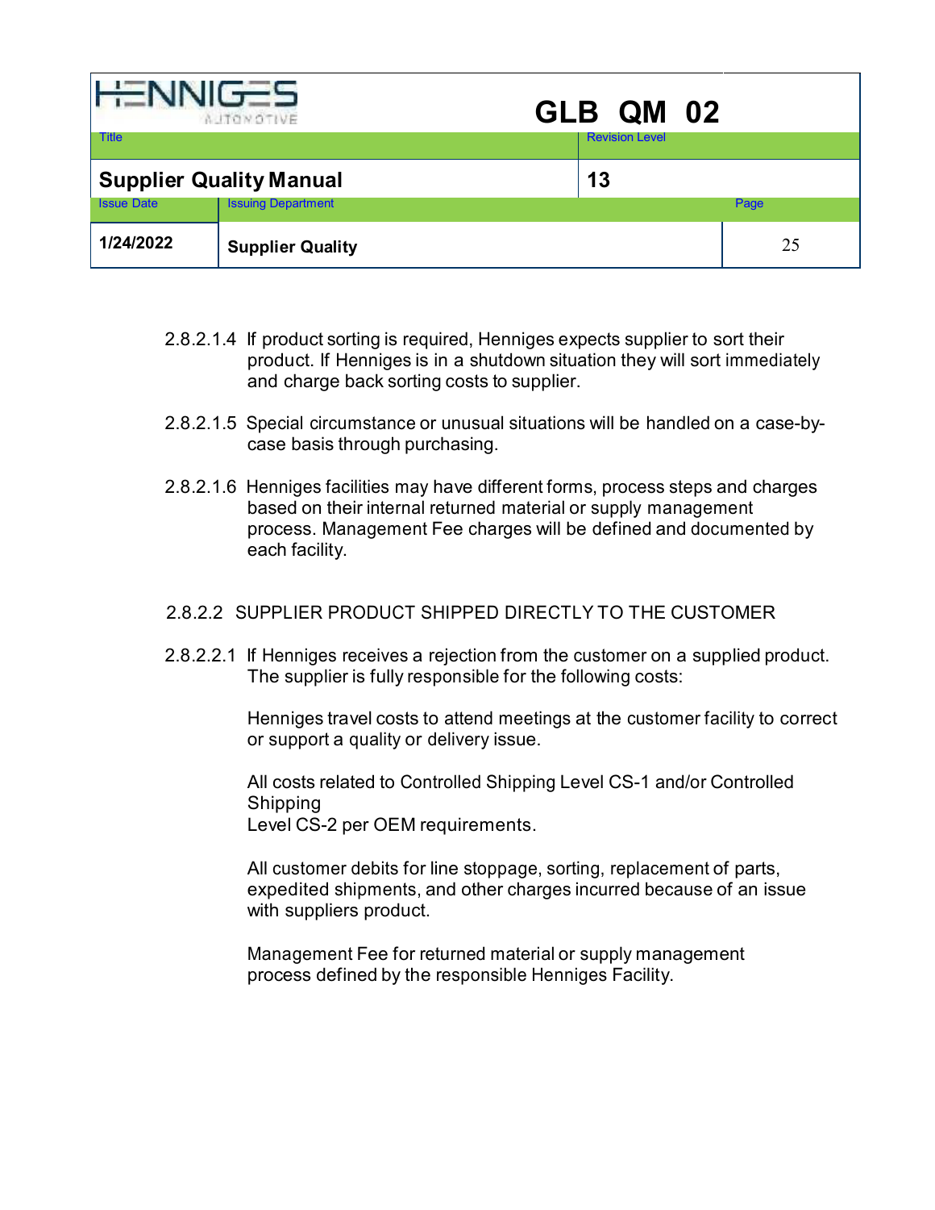2.8.2.1.4 If product sorting is required, Henniges expects supplier to sort their product. If Henniges is in a shutdown situation they will sort immediately and charge back sorting costs to supplier.

2.8.2.1.5 Special circumstance or unusual situations will be handled on a case-by-case basis through purchasing.

2.8.2.1.6 Henniges facilities may have different forms, process steps and charges based on their internal returned material or supply management process. Management Fee charges will be defined and documented by each facility.

2.8.2.2 SUPPLIER PRODUCT SHIPPED DIRECTLY TO THE CUSTOMER

2.8.2.2.1 If Henniges receives a rejection from the customer on a supplied product. The supplier is fully responsible for the following costs:

Henniges travel costs to attend meetings at the customer facility to correct or support a quality or delivery issue.

All costs related to Controlled Shipping Level CS-1 and/or Controlled Shipping Level CS-2 per OEM requirements.

All customer debits for line stoppage, sorting, replacement of parts, expedited shipments, and other charges incurred because of an issue with suppliers product.

Management Fee for returned material or supply management process defined by the responsible Henniges Facility.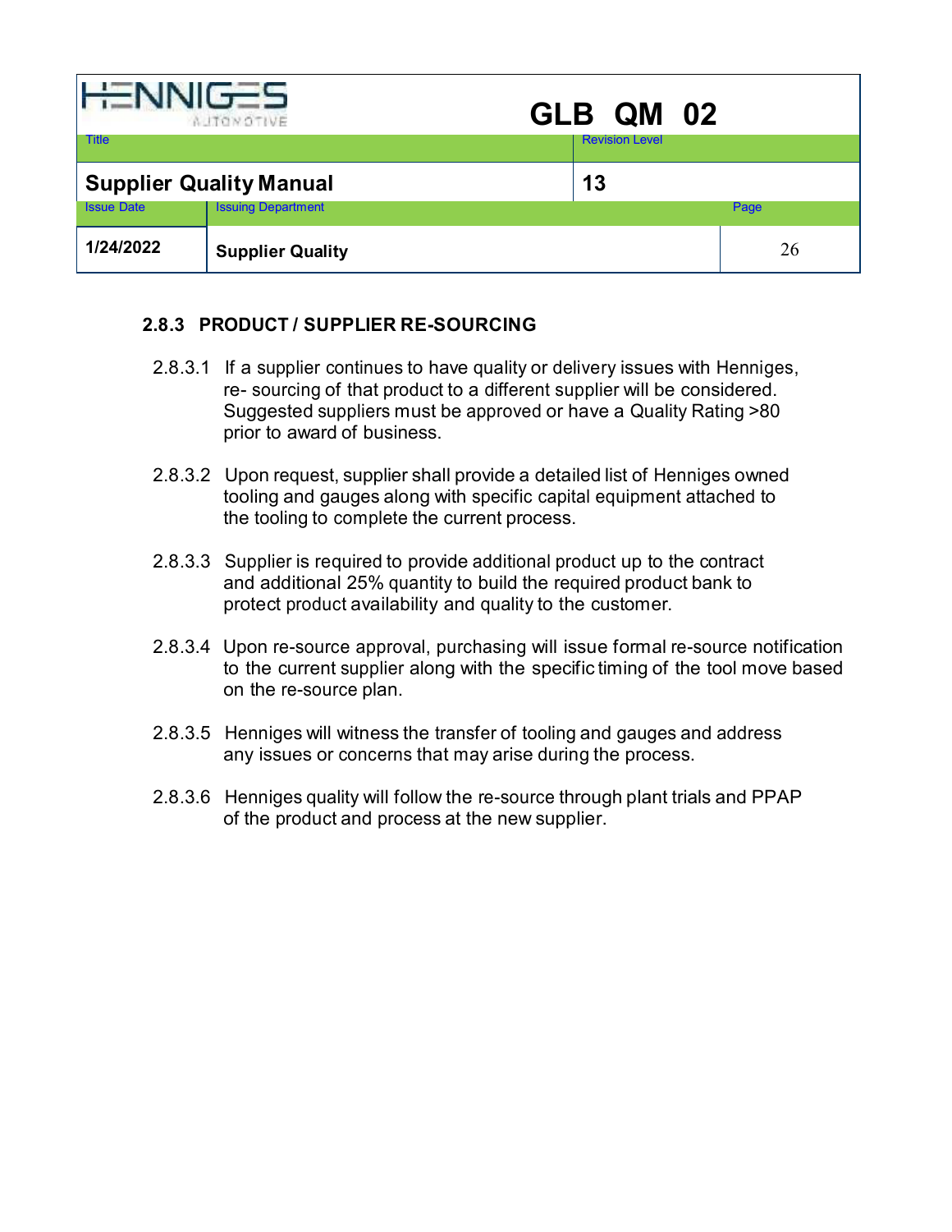### 2.8.3 PRODUCT / SUPPLIER RE-SOURCING

2.8.3.1 If a supplier continues to have quality or delivery issues with Henniges, re- sourcing of that product to a different supplier will be considered. Suggested suppliers must be approved or have a Quality Rating >80 prior to award of business.

2.8.3.2 Upon request, supplier shall provide a detailed list of Henniges owned tooling and gauges along with specific capital equipment attached to the tooling to complete the current process.

2.8.3.3 Supplier is required to provide additional product up to the contract and additional 25% quantity to build the required product bank to protect product availability and quality to the customer.

2.8.3.4 Upon re-source approval, purchasing will issue formal re-source notification to the current supplier along with the specific timing of the tool move based on the re-source plan.

2.8.3.5 Henniges will witness the transfer of tooling and gauges and address any issues or concerns that may arise during the process.

2.8.3.6 Henniges quality will follow the re-source through plant trials and PPAP of the product and process at the new supplier.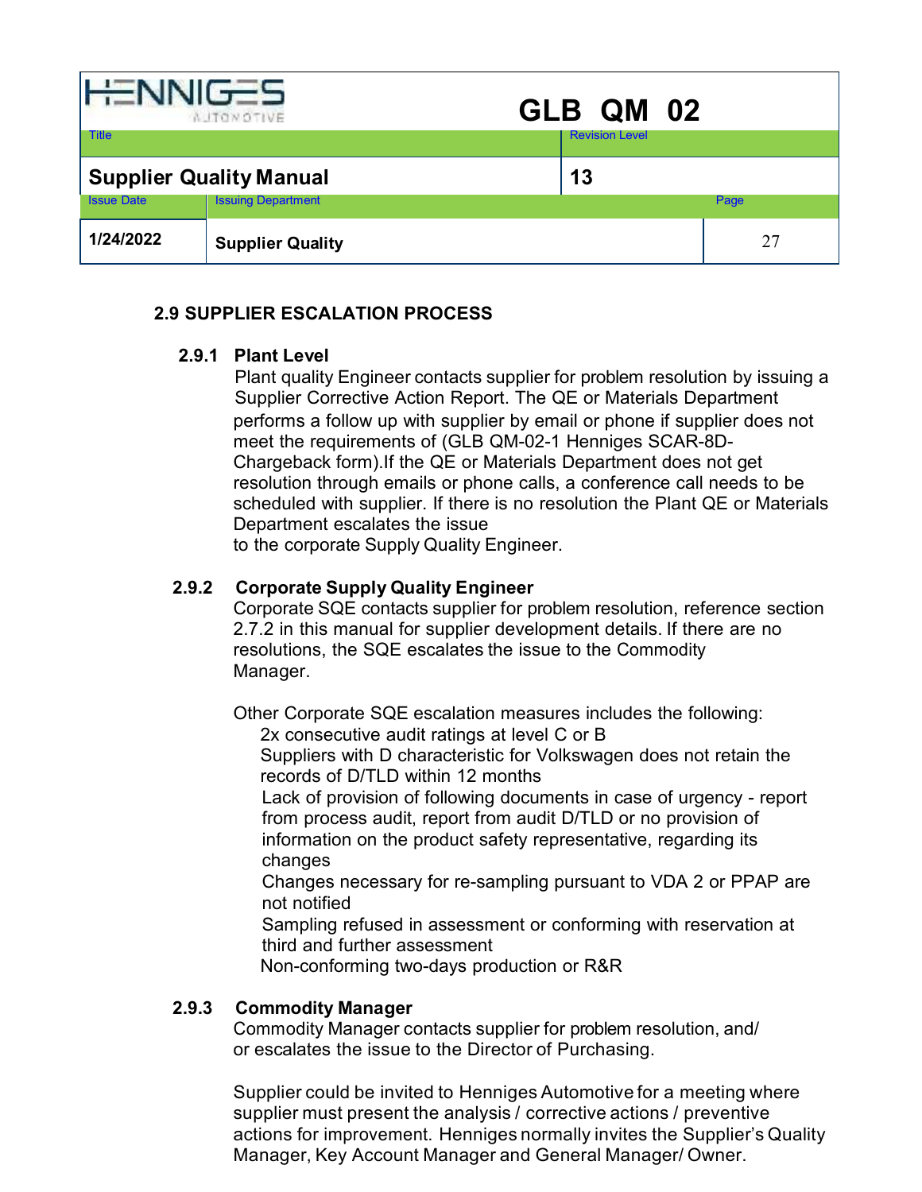## 2.9 SUPPLIER ESCALATION PROCESS

### 2.9.1 Plant Level

Plant quality Engineer contacts supplier for problem resolution by issuing a Supplier Corrective Action Report. The QE or Materials Department performs a follow up with supplier by email or phone if supplier does not meet the requirements of (GLB QM-02-1 Henniges SCAR-8D-Chargeback form).If the QE or Materials Department does not get resolution through emails or phone calls, a conference call needs to be scheduled with supplier. If there is no resolution the Plant QE or Materials Department escalates the issue to the corporate Supply Quality Engineer.

### 2.9.2 Corporate Supply Quality Engineer

Corporate SQE contacts supplier for problem resolution, reference section 2.7.2 in this manual for supplier development details. If there are no resolutions, the SQE escalates the issue to the Commodity Manager.

Other Corporate SQE escalation measures includes the following:

- 2x consecutive audit ratings at level C or B
- Suppliers with D characteristic for Volkswagen does not retain the records of D/TLD within 12 months
- Lack of provision of following documents in case of urgency - report from process audit, report from audit D/TLD or no provision of information on the product safety representative, regarding its changes
- Changes necessary for re-sampling pursuant to VDA 2 or PPAP are not notified
- Sampling refused in assessment or conforming with reservation at third and further assessment
- Non-conforming two-days production or R&R

### 2.9.3 Commodity Manager

Commodity Manager contacts supplier for problem resolution, and/ or escalates the issue to the Director of Purchasing.

Supplier could be invited to Henniges Automotive for a meeting where supplier must present the analysis / corrective actions / preventive actions for improvement. Henniges normally invites the Supplier's Quality Manager, Key Account Manager and General Manager/ Owner.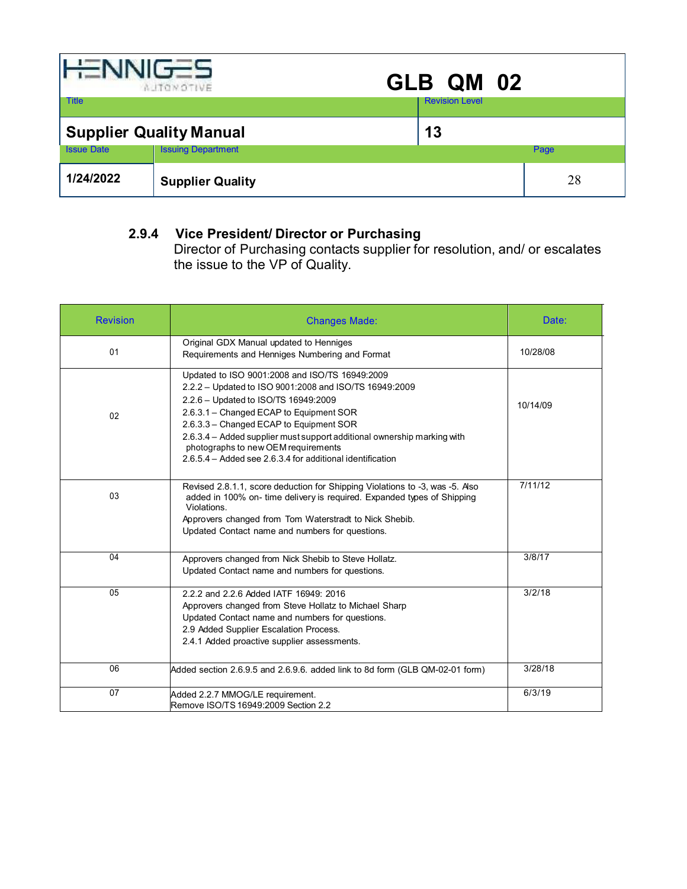### 2.9.4 Vice President/ Director or Purchasing

Director of Purchasing contacts supplier for resolution, and/ or escalates the issue to the VP of Quality.

| Revision | Changes Made: | Date: |
|---|---|---|
| 01 | Original GDX Manual updated to Henniges Requirements and Henniges Numbering and Format | 10/28/08 |
| 02 | Updated to ISO 9001:2008 and ISO/TS 16949:2009<br>2.2.2 – Updated to ISO 9001:2008 and ISO/TS 16949:2009<br>2.2.6 – Updated to ISO/TS 16949:2009<br>2.6.3.1 – Changed ECAP to Equipment SOR<br>2.6.3.3 – Changed ECAP to Equipment SOR<br>2.6.3.4 – Added supplier must support additional ownership marking with photographs to new OEM requirements<br>2.6.5.4 – Added see 2.6.3.4 for additional identification | 10/14/09 |
| 03 | Revised 2.8.1.1, score deduction for Shipping Violations to -3, was -5. Also added in 100% on- time delivery is required. Expanded types of Shipping Violations.<br>Approvers changed from Tom Waterstradt to Nick Shebib.<br>Updated Contact name and numbers for questions. | 7/11/12 |
| 04 | Approvers changed from Nick Shebib to Steve Hollatz.<br>Updated Contact name and numbers for questions. | 3/8/17 |
| 05 | 2.2.2 and 2.2.6 Added IATF 16949: 2016<br>Approvers changed from Steve Hollatz to Michael Sharp<br>Updated Contact name and numbers for questions.<br>2.9 Added Supplier Escalation Process.<br>2.4.1 Added proactive supplier assessments. | 3/2/18 |
| 06 | Added section 2.6.9.5 and 2.6.9.6. added link to 8d form (GLB QM-02-01 form) | 3/28/18 |
| 07 | Added 2.2.7 MMOG/LE requirement.<br>Remove ISO/TS 16949:2009 Section 2.2 | 6/3/19 |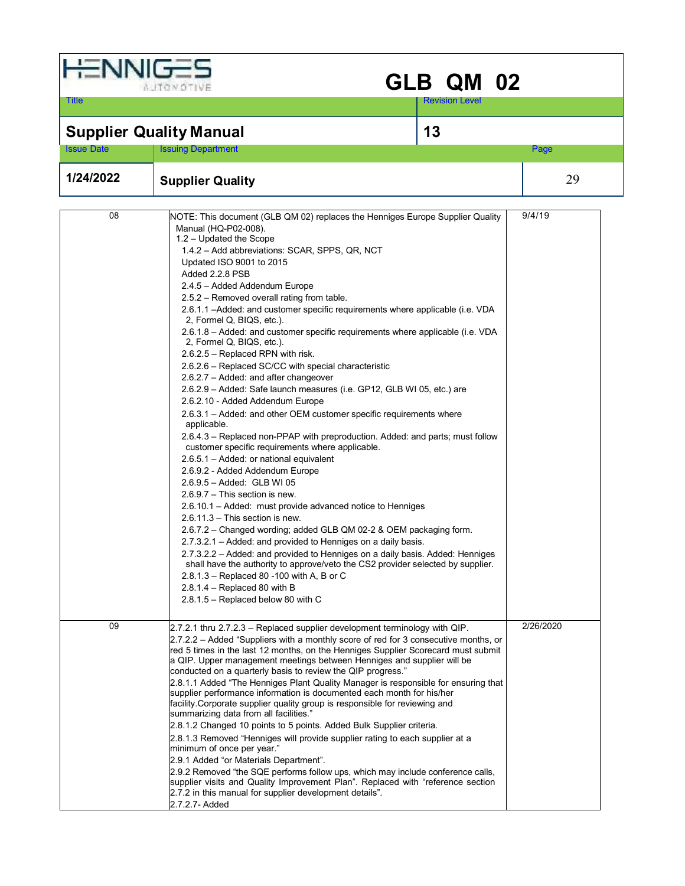| | | |
|---|---|---|
| 08 | NOTE: This document (GLB QM 02) replaces the Henniges Europe Supplier Quality Manual (HQ-P02-008).<br>1.2 – Updated the Scope<br>1.4.2 – Add abbreviations: SCAR, SPPS, QR, NCT<br>Updated ISO 9001 to 2015<br>Added 2.2.8 PSB<br>2.4.5 – Added Addendum Europe<br>2.5.2 – Removed overall rating from table.<br>2.6.1.1 –Added: and customer specific requirements where applicable (i.e. VDA 2, Formel Q, BIQS, etc.).<br>2.6.1.8 – Added: and customer specific requirements where applicable (i.e. VDA 2, Formel Q, BIQS, etc.).<br>2.6.2.5 – Replaced RPN with risk.<br>2.6.2.6 – Replaced SC/CC with special characteristic<br>2.6.2.7 – Added: and after changeover<br>2.6.2.9 – Added: Safe launch measures (i.e. GP12, GLB WI 05, etc.) are<br>2.6.2.10 - Added Addendum Europe<br>2.6.3.1 – Added: and other OEM customer specific requirements where applicable.<br>2.6.4.3 – Replaced non-PPAP with preproduction. Added: and parts; must follow customer specific requirements where applicable.<br>2.6.5.1 – Added: or national equivalent<br>2.6.9.2 - Added Addendum Europe<br>2.6.9.5 – Added: GLB WI 05<br>2.6.9.7 – This section is new.<br>2.6.10.1 – Added: must provide advanced notice to Henniges<br>2.6.11.3 – This section is new.<br>2.6.7.2 – Changed wording; added GLB QM 02-2 & OEM packaging form.<br>2.7.3.2.1 – Added: and provided to Henniges on a daily basis.<br>2.7.3.2.2 – Added: and provided to Henniges on a daily basis. Added: Henniges shall have the authority to approve/veto the CS2 provider selected by supplier.<br>2.8.1.3 – Replaced 80 -100 with A, B or C<br>2.8.1.4 – Replaced 80 with B<br>2.8.1.5 – Replaced below 80 with C | 9/4/19 |
| 09 | 2.7.2.1 thru 2.7.2.3 – Replaced supplier development terminology with QIP.<br>2.7.2.2 – Added "Suppliers with a monthly score of red for 3 consecutive months, or red 5 times in the last 12 months, on the Henniges Supplier Scorecard must submit a QIP. Upper management meetings between Henniges and supplier will be conducted on a quarterly basis to review the QIP progress."<br>2.8.1.1 Added "The Henniges Plant Quality Manager is responsible for ensuring that supplier performance information is documented each month for his/her facility.Corporate supplier quality group is responsible for reviewing and summarizing data from all facilities."<br>2.8.1.2 Changed 10 points to 5 points. Added Bulk Supplier criteria.<br>2.8.1.3 Removed "Henniges will provide supplier rating to each supplier at a minimum of once per year."<br>2.9.1 Added "or Materials Department".<br>2.9.2 Removed "the SQE performs follow ups, which may include conference calls, supplier visits and Quality Improvement Plan". Replaced with "reference section 2.7.2 in this manual for supplier development details".<br>2.7.2.7- Added | 2/26/2020 |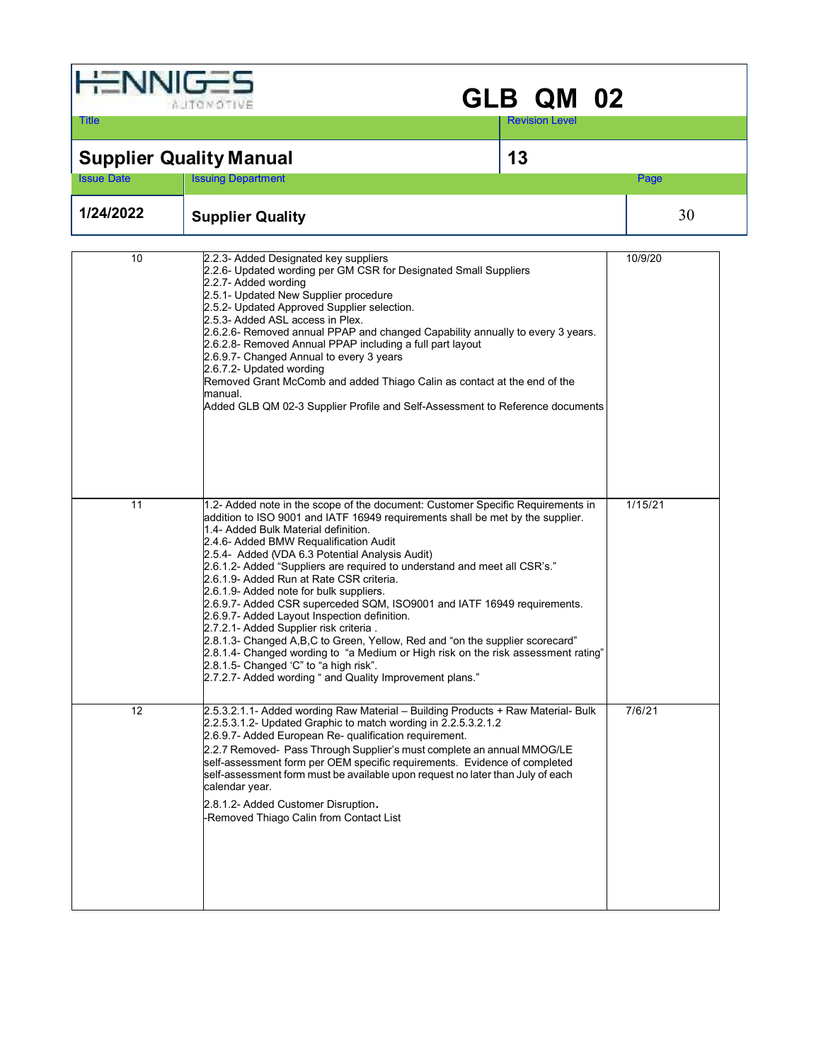| | | |
|---|---|---|
| 10 | 2.2.3- Added Designated key suppliers<br>2.2.6- Updated wording per GM CSR for Designated Small Suppliers<br>2.2.7- Added wording<br>2.5.1- Updated New Supplier procedure<br>2.5.2- Updated Approved Supplier selection.<br>2.5.3- Added ASL access in Plex.<br>2.6.2.6- Removed annual PPAP and changed Capability annually to every 3 years.<br>2.6.2.8- Removed Annual PPAP including a full part layout<br>2.6.9.7- Changed Annual to every 3 years<br>2.6.7.2- Updated wording<br>Removed Grant McComb and added Thiago Calin as contact at the end of the manual.<br>Added GLB QM 02-3 Supplier Profile and Self-Assessment to Reference documents | 10/9/20 |
| 11 | 1.2- Added note in the scope of the document: Customer Specific Requirements in addition to ISO 9001 and IATF 16949 requirements shall be met by the supplier.<br>1.4- Added Bulk Material definition.<br>2.4.6- Added BMW Requalification Audit<br>2.5.4- Added (VDA 6.3 Potential Analysis Audit)<br>2.6.1.2- Added "Suppliers are required to understand and meet all CSR's."<br>2.6.1.9- Added Run at Rate CSR criteria.<br>2.6.1.9- Added note for bulk suppliers.<br>2.6.9.7- Added CSR superceded SQM, ISO9001 and IATF 16949 requirements.<br>2.6.9.7- Added Layout Inspection definition.<br>2.7.2.1- Added Supplier risk criteria .<br>2.8.1.3- Changed A,B,C to Green, Yellow, Red and "on the supplier scorecard"<br>2.8.1.4- Changed wording to "a Medium or High risk on the risk assessment rating"<br>2.8.1.5- Changed 'C" to "a high risk".<br>2.7.2.7- Added wording " and Quality Improvement plans." | 1/15/21 |
| 12 | 2.5.3.2.1.1- Added wording Raw Material – Building Products + Raw Material- Bulk<br>2.2.5.3.1.2- Updated Graphic to match wording in 2.2.5.3.2.1.2<br>2.6.9.7- Added European Re- qualification requirement.<br>2.2.7 Removed- Pass Through Supplier's must complete an annual MMOG/LE self-assessment form per OEM specific requirements. Evidence of completed self-assessment form must be available upon request no later than July of each calendar year.<br>2.8.1.2- Added Customer Disruption.<br>-Removed Thiago Calin from Contact List | 7/6/21 |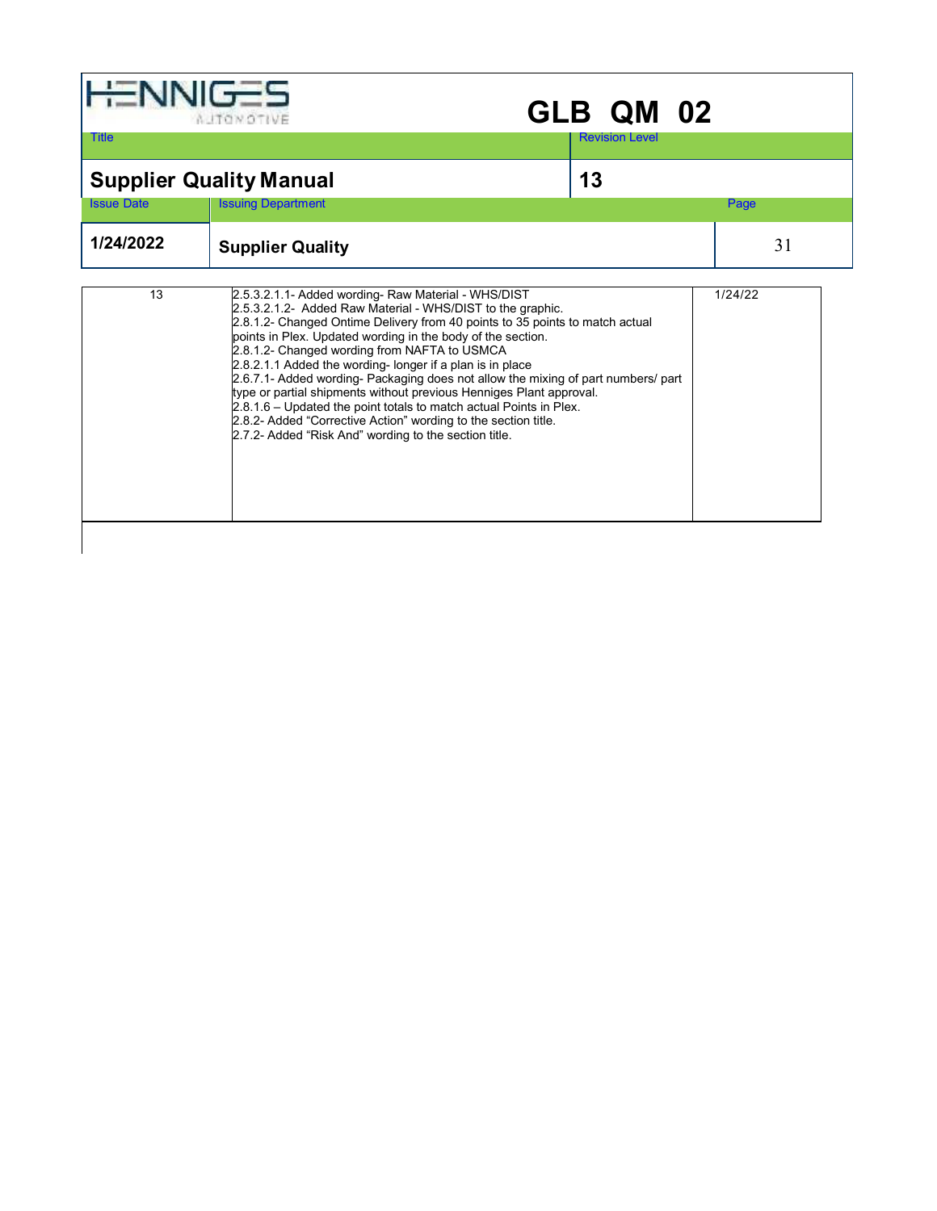| 13 | 2.5.3.2.1.1- Added wording- Raw Material - WHS/DIST<br>2.5.3.2.1.2- Added Raw Material - WHS/DIST to the graphic.<br>2.8.1.2- Changed Ontime Delivery from 40 points to 35 points to match actual points in Plex. Updated wording in the body of the section.<br>2.8.1.2- Changed wording from NAFTA to USMCA<br>2.8.2.1.1 Added the wording- longer if a plan is in place<br>2.6.7.1- Added wording- Packaging does not allow the mixing of part numbers/ part type or partial shipments without previous Henniges Plant approval.<br>2.8.1.6 – Updated the point totals to match actual Points in Plex.<br>2.8.2- Added “Corrective Action” wording to the section title.<br>2.7.2- Added “Risk And” wording to the section title. | 1/24/22 |
|---|---|---|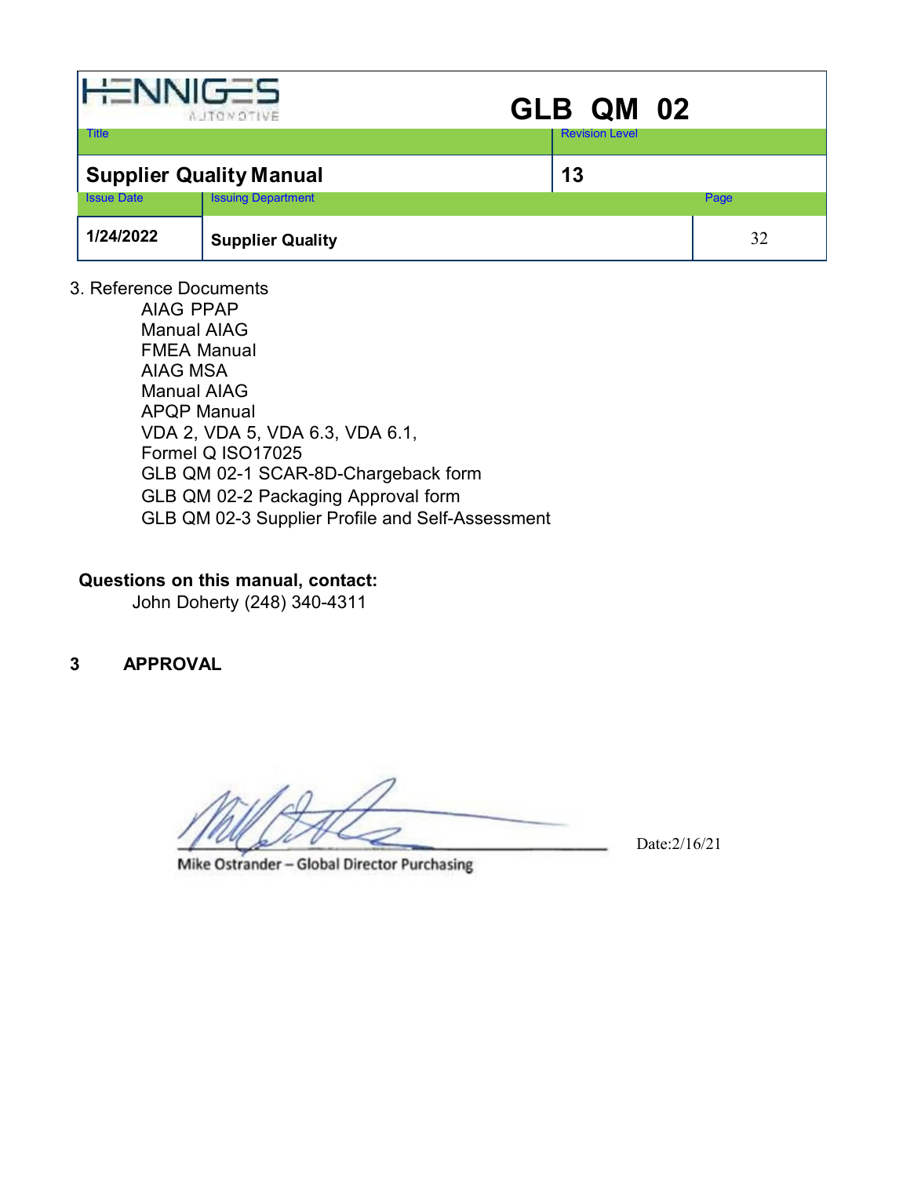3. Reference Documents

AIAG PPAP
Manual AIAG
FMEA Manual
AIAG MSA
Manual AIAG
APQP Manual
VDA 2, VDA 5, VDA 6.3, VDA 6.1,
Formel Q ISO17025
GLB QM 02-1 SCAR-8D-Chargeback form
GLB QM 02-2 Packaging Approval form
GLB QM 02-3 Supplier Profile and Self-Assessment

**Questions on this manual, contact:**

John Doherty (248) 340-4311

## 3 APPROVAL

Mike Ostrander – Global Director Purchasing

Date:2/16/21